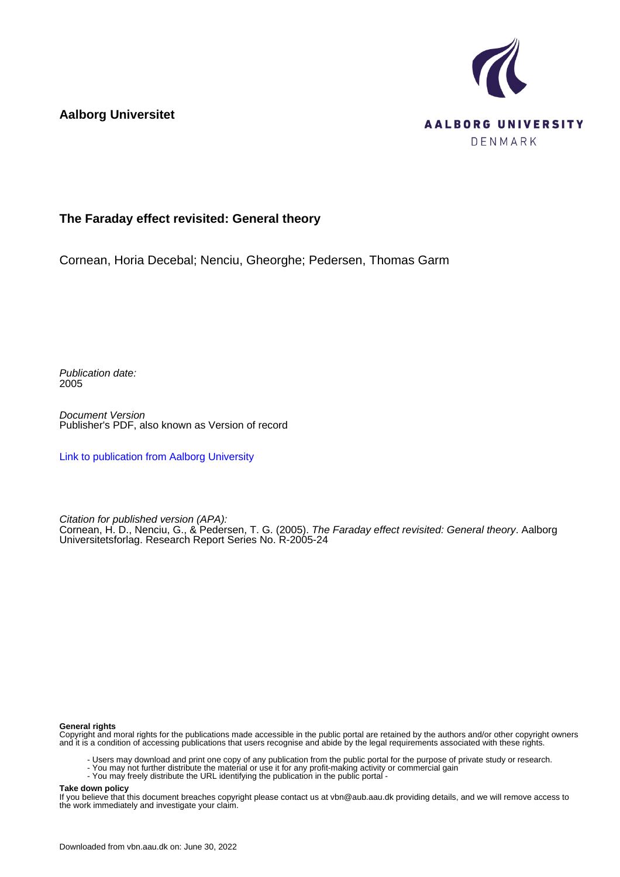**Aalborg Universitet**

AALBORG UNIVERSITY
DENMARK

## The Faraday effect revisited: General theory

Cornean, Horia Decebal; Nenciu, Gheorghe; Pedersen, Thomas Garm

*Publication date:*
2005

*Document Version*
Publisher's PDF, also known as Version of record

[Link to publication from Aalborg University](#)

*Citation for published version (APA):*
Cornean, H. D., Nenciu, G., & Pedersen, T. G. (2005). *The Faraday effect revisited: General theory*. Aalborg Universitetsforlag. Research Report Series No. R-2005-24

**General rights**
Copyright and moral rights for the publications made accessible in the public portal are retained by the authors and/or other copyright owners and it is a condition of accessing publications that users recognise and abide by the legal requirements associated with these rights.

- Users may download and print one copy of any publication from the public portal for the purpose of private study or research.
- You may not further distribute the material or use it for any profit-making activity or commercial gain
- You may freely distribute the URL identifying the publication in the public portal -

**Take down policy**
If you believe that this document breaches copyright please contact us at vbn@aub.aau.dk providing details, and we will remove access to the work immediately and investigate your claim.

Downloaded from vbn.aau.dk on: June 30, 2022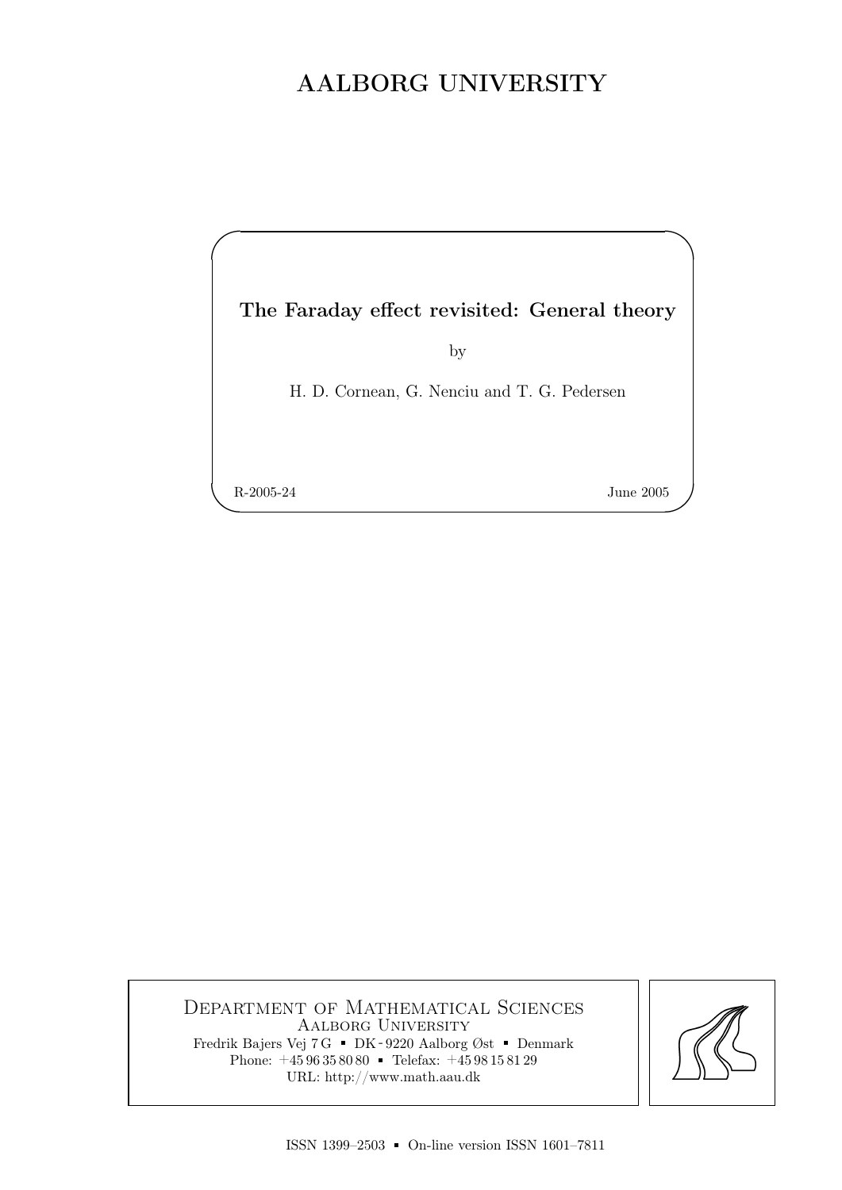# AALBORG UNIVERSITY

**The Faraday effect revisited: General theory**

by

H. D. Cornean, G. Nenciu and T. G. Pedersen

R-2005-24

June 2005

DEPARTMENT OF MATHEMATICAL SCIENCES
AALBORG UNIVERSITY
Fredrik Bajers Vej 7 G ▪ DK - 9220 Aalborg Øst ▪ Denmark
Phone: +45 96 35 80 80 ▪ Telefax: +45 98 15 81 29
URL: http://www.math.aau.dk

ISSN 1399–2503 ▪ On-line version ISSN 1601–7811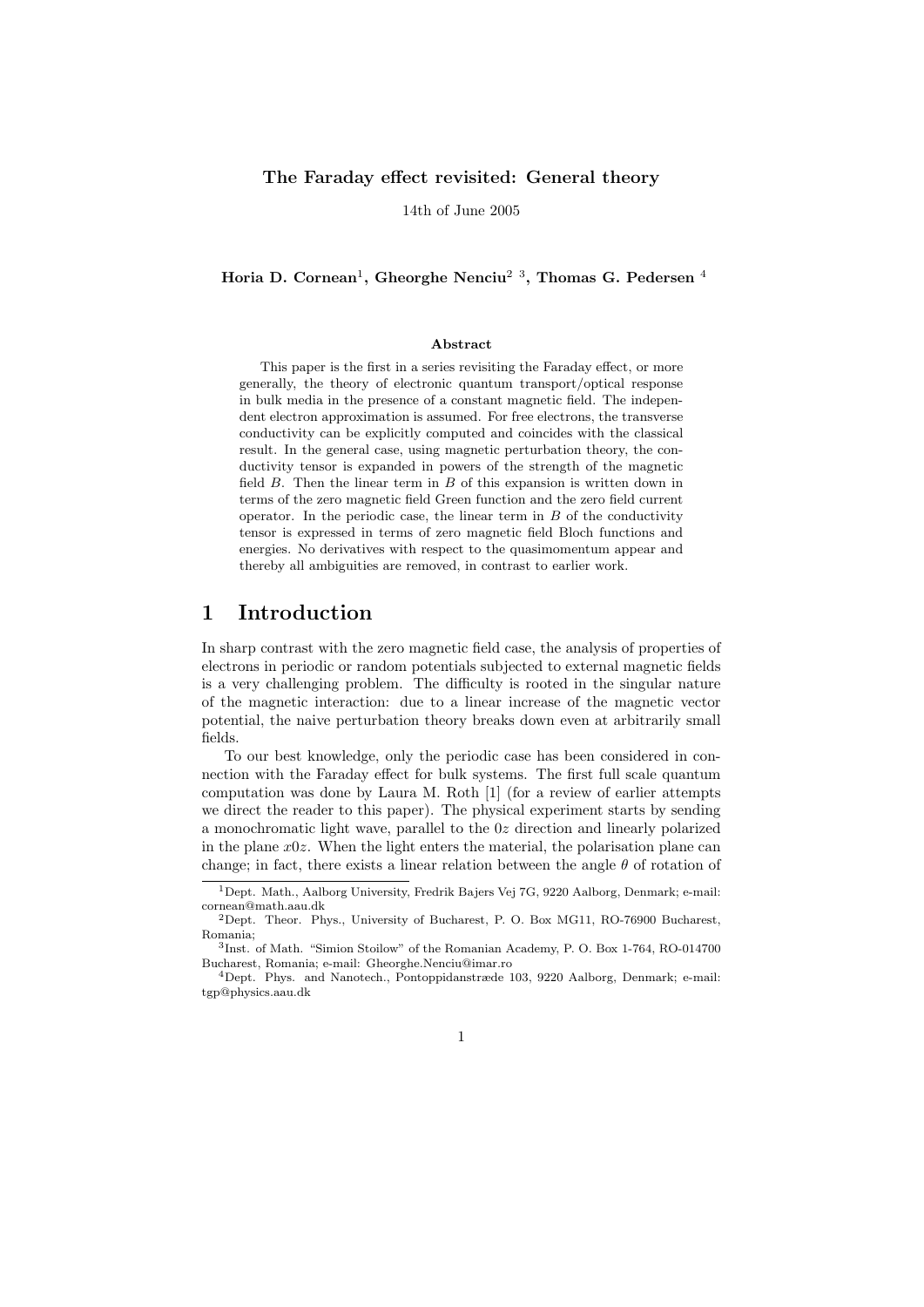# The Faraday effect revisited: General theory

14th of June 2005

**Horia D. Cornean[1], Gheorghe Nenciu[2 3], Thomas G. Pedersen [4]**

### Abstract

This paper is the first in a series revisiting the Faraday effect, or more generally, the theory of electronic quantum transport/optical response in bulk media in the presence of a constant magnetic field. The independent electron approximation is assumed. For free electrons, the transverse conductivity can be explicitly computed and coincides with the classical result. In the general case, using magnetic perturbation theory, the conductivity tensor is expanded in powers of the strength of the magnetic field $B$. Then the linear term in $B$ of this expansion is written down in terms of the zero magnetic field Green function and the zero field current operator. In the periodic case, the linear term in $B$ of the conductivity tensor is expressed in terms of zero magnetic field Bloch functions and energies. No derivatives with respect to the quasimomentum appear and thereby all ambiguities are removed, in contrast to earlier work.

## 1 Introduction

In sharp contrast with the zero magnetic field case, the analysis of properties of electrons in periodic or random potentials subjected to external magnetic fields is a very challenging problem. The difficulty is rooted in the singular nature of the magnetic interaction: due to a linear increase of the magnetic vector potential, the naive perturbation theory breaks down even at arbitrarily small fields.

To our best knowledge, only the periodic case has been considered in connection with the Faraday effect for bulk systems. The first full scale quantum computation was done by Laura M. Roth [1] (for a review of earlier attempts we direct the reader to this paper). The physical experiment starts by sending a monochromatic light wave, parallel to the $0z$ direction and linearly polarized in the plane $x0z$. When the light enters the material, the polarisation plane can change; in fact, there exists a linear relation between the angle $\theta$ of rotation of

[1] Dept. Math., Aalborg University, Fredrik Bajers Vej 7G, 9220 Aalborg, Denmark; e-mail: cornean@math.aau.dk

[2] Dept. Theor. Phys., University of Bucharest, P. O. Box MG11, RO-76900 Bucharest, Romania;

[3] Inst. of Math. "Simion Stoilow" of the Romanian Academy, P. O. Box 1-764, RO-014700 Bucharest, Romania; e-mail: Gheorghe.Nenciu@imar.ro

[4] Dept. Phys. and Nanotech., Pontoppidanstræde 103, 9220 Aalborg, Denmark; e-mail: tgp@physics.aau.dk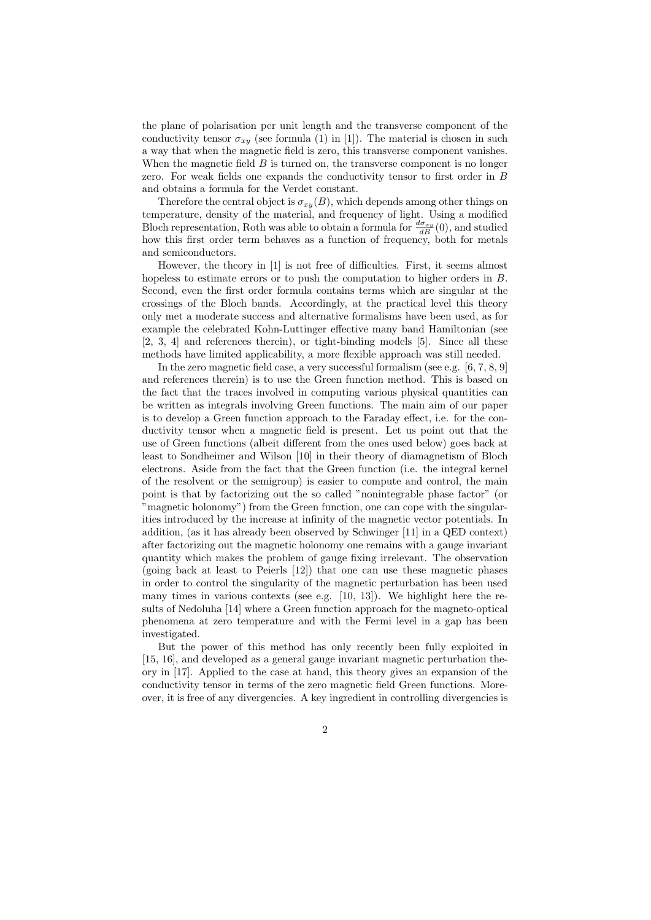the plane of polarisation per unit length and the transverse component of the conductivity tensor $\sigma_{xy}$ (see formula (1) in [1]). The material is chosen in such a way that when the magnetic field is zero, this transverse component vanishes. When the magnetic field $B$ is turned on, the transverse component is no longer zero. For weak fields one expands the conductivity tensor to first order in $B$ and obtains a formula for the Verdet constant.

Therefore the central object is $\sigma_{xy}(B)$, which depends among other things on temperature, density of the material, and frequency of light. Using a modified Bloch representation, Roth was able to obtain a formula for $\frac{d\sigma_{xy}}{dB}(0)$, and studied how this first order term behaves as a function of frequency, both for metals and semiconductors.

However, the theory in [1] is not free of difficulties. First, it seems almost hopeless to estimate errors or to push the computation to higher orders in $B$. Second, even the first order formula contains terms which are singular at the crossings of the Bloch bands. Accordingly, at the practical level this theory only met a moderate success and alternative formalisms have been used, as for example the celebrated Kohn-Luttinger effective many band Hamiltonian (see [2, 3, 4] and references therein), or tight-binding models [5]. Since all these methods have limited applicability, a more flexible approach was still needed.

In the zero magnetic field case, a very successful formalism (see e.g. [6, 7, 8, 9] and references therein) is to use the Green function method. This is based on the fact that the traces involved in computing various physical quantities can be written as integrals involving Green functions. The main aim of our paper is to develop a Green function approach to the Faraday effect, i.e. for the conductivity tensor when a magnetic field is present. Let us point out that the use of Green functions (albeit different from the ones used below) goes back at least to Sondheimer and Wilson [10] in their theory of diamagnetism of Bloch electrons. Aside from the fact that the Green function (i.e. the integral kernel of the resolvent or the semigroup) is easier to compute and control, the main point is that by factorizing out the so called "nonintegrable phase factor" (or "magnetic holonomy") from the Green function, one can cope with the singularities introduced by the increase at infinity of the magnetic vector potentials. In addition, (as it has already been observed by Schwinger [11] in a QED context) after factorizing out the magnetic holonomy one remains with a gauge invariant quantity which makes the problem of gauge fixing irrelevant. The observation (going back at least to Peierls [12]) that one can use these magnetic phases in order to control the singularity of the magnetic perturbation has been used many times in various contexts (see e.g. [10, 13]). We highlight here the results of Nedoluha [14] where a Green function approach for the magneto-optical phenomena at zero temperature and with the Fermi level in a gap has been investigated.

But the power of this method has only recently been fully exploited in [15, 16], and developed as a general gauge invariant magnetic perturbation theory in [17]. Applied to the case at hand, this theory gives an expansion of the conductivity tensor in terms of the zero magnetic field Green functions. Moreover, it is free of any divergencies. A key ingredient in controlling divergencies is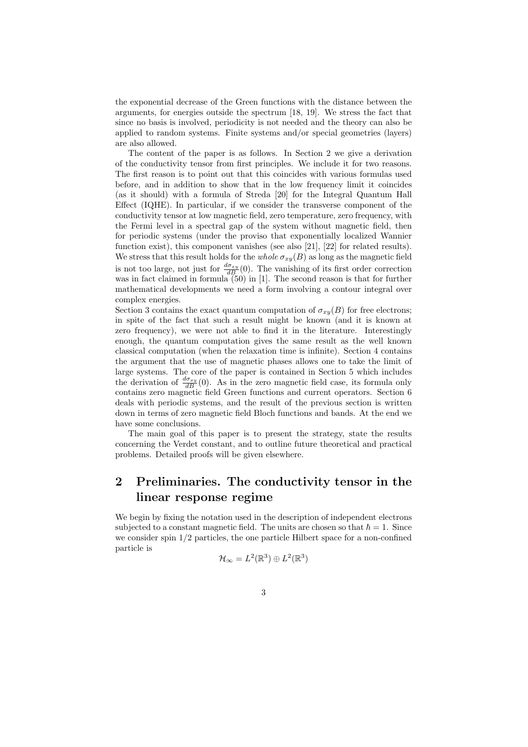the exponential decrease of the Green functions with the distance between the arguments, for energies outside the spectrum [18, 19]. We stress the fact that since no basis is involved, periodicity is not needed and the theory can also be applied to random systems. Finite systems and/or special geometries (layers) are also allowed.

The content of the paper is as follows. In Section 2 we give a derivation of the conductivity tensor from first principles. We include it for two reasons. The first reason is to point out that this coincides with various formulas used before, and in addition to show that in the low frequency limit it coincides (as it should) with a formula of Streda [20] for the Integral Quantum Hall Effect (IQHE). In particular, if we consider the transverse component of the conductivity tensor at low magnetic field, zero temperature, zero frequency, with the Fermi level in a spectral gap of the system without magnetic field, then for periodic systems (under the proviso that exponentially localized Wannier function exist), this component vanishes (see also [21], [22] for related results). We stress that this result holds for the *whole* $\sigma_{xy}(B)$ as long as the magnetic field is not too large, not just for $\frac{d\sigma_{xy}}{dB}(0)$. The vanishing of its first order correction was in fact claimed in formula (50) in [1]. The second reason is that for further mathematical developments we need a form involving a contour integral over complex energies.

Section 3 contains the exact quantum computation of $\sigma_{xy}(B)$ for free electrons; in spite of the fact that such a result might be known (and it is known at zero frequency), we were not able to find it in the literature. Interestingly enough, the quantum computation gives the same result as the well known classical computation (when the relaxation time is infinite). Section 4 contains the argument that the use of magnetic phases allows one to take the limit of large systems. The core of the paper is contained in Section 5 which includes the derivation of $\frac{d\sigma_{xy}}{dB}(0)$. As in the zero magnetic field case, its formula only contains zero magnetic field Green functions and current operators. Section 6 deals with periodic systems, and the result of the previous section is written down in terms of zero magnetic field Bloch functions and bands. At the end we have some conclusions.

The main goal of this paper is to present the strategy, state the results concerning the Verdet constant, and to outline future theoretical and practical problems. Detailed proofs will be given elsewhere.

## 2 Preliminaries. The conductivity tensor in the linear response regime

We begin by fixing the notation used in the description of independent electrons subjected to a constant magnetic field. The units are chosen so that $\hbar = 1$. Since we consider spin 1/2 particles, the one particle Hilbert space for a non-confined particle is

$$\mathcal{H}_\infty = L^2(\mathbb{R}^3) \oplus L^2(\mathbb{R}^3)$$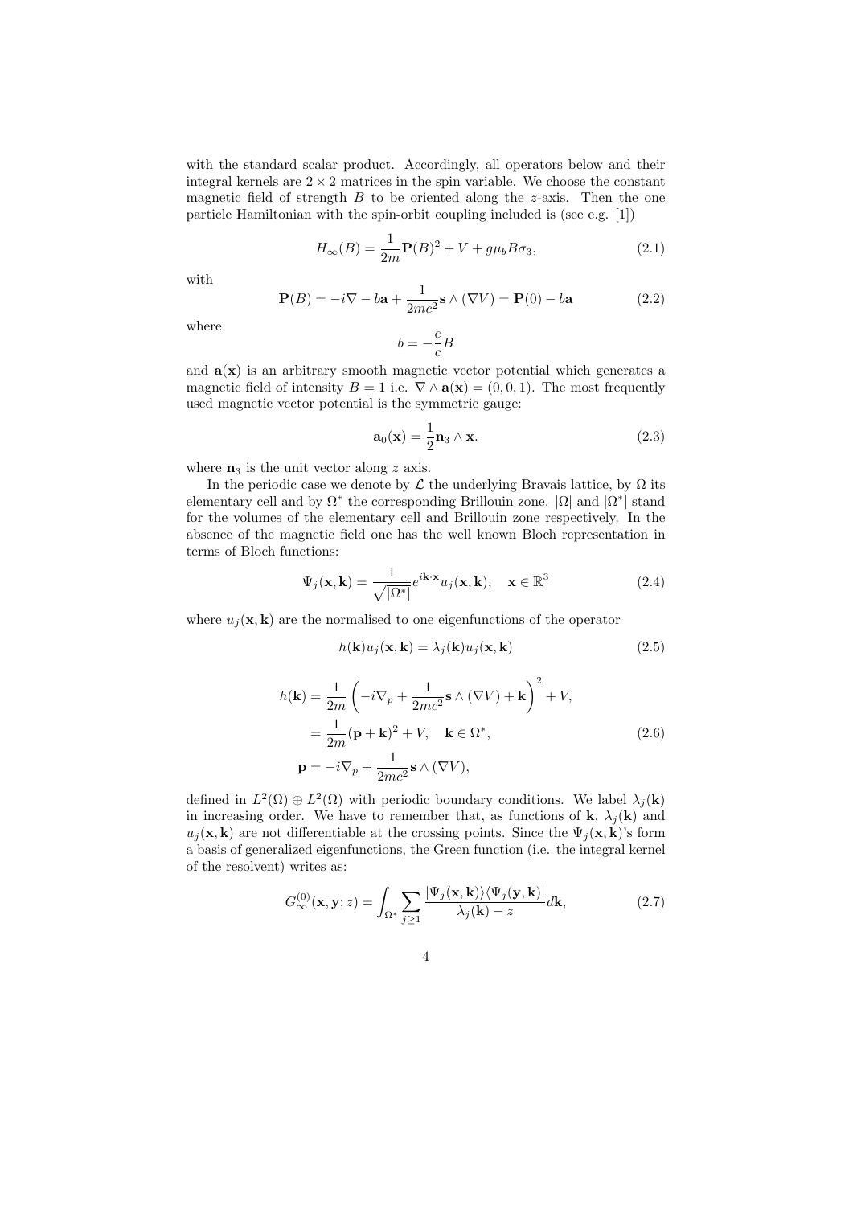with the standard scalar product. Accordingly, all operators below and their integral kernels are $2 \times 2$ matrices in the spin variable. We choose the constant magnetic field of strength $B$ to be oriented along the $z$-axis. Then the one particle Hamiltonian with the spin-orbit coupling included is (see e.g. [1])

$$H_\infty(B) = \frac{1}{2m}\mathbf{P}(B)^2 + V + g\mu_b B\sigma_3, \tag{2.1}$$

with

$$\mathbf{P}(B) = -i\nabla - b\mathbf{a} + \frac{1}{2mc^2}\mathbf{s} \wedge (\nabla V) = \mathbf{P}(0) - b\mathbf{a} \tag{2.2}$$

where

$$b = -\frac{e}{c}B$$

and $\mathbf{a}(\mathbf{x})$ is an arbitrary smooth magnetic vector potential which generates a magnetic field of intensity $B = 1$ i.e. $\nabla \wedge \mathbf{a}(\mathbf{x}) = (0, 0, 1)$. The most frequently used magnetic vector potential is the symmetric gauge:

$$\mathbf{a}_0(\mathbf{x}) = \frac{1}{2}\mathbf{n}_3 \wedge \mathbf{x}. \tag{2.3}$$

where $\mathbf{n}_3$ is the unit vector along $z$ axis.

In the periodic case we denote by $\mathcal{L}$ the underlying Bravais lattice, by $\Omega$ its elementary cell and by $\Omega^*$ the corresponding Brillouin zone. $|\Omega|$ and $|\Omega^*|$ stand for the volumes of the elementary cell and Brillouin zone respectively. In the absence of the magnetic field one has the well known Bloch representation in terms of Bloch functions:

$$\Psi_j(\mathbf{x}, \mathbf{k}) = \frac{1}{\sqrt{|\Omega^*|}} e^{i\mathbf{k}\cdot\mathbf{x}} u_j(\mathbf{x}, \mathbf{k}), \quad \mathbf{x} \in \mathbb{R}^3 \tag{2.4}$$

where $u_j(\mathbf{x}, \mathbf{k})$ are the normalised to one eigenfunctions of the operator

$$h(\mathbf{k})u_j(\mathbf{x}, \mathbf{k}) = \lambda_j(\mathbf{k})u_j(\mathbf{x}, \mathbf{k}) \tag{2.5}$$

$$\begin{aligned}
h(\mathbf{k}) &= \frac{1}{2m}\left(-i\nabla_p + \frac{1}{2mc^2}\mathbf{s} \wedge (\nabla V) + \mathbf{k}\right)^2 + V, \\
&= \frac{1}{2m}(\mathbf{p} + \mathbf{k})^2 + V, \quad \mathbf{k} \in \Omega^*, \\
\mathbf{p} &= -i\nabla_p + \frac{1}{2mc^2}\mathbf{s} \wedge (\nabla V),
\end{aligned} \tag{2.6}$$

defined in $L^2(\Omega) \oplus L^2(\Omega)$ with periodic boundary conditions. We label $\lambda_j(\mathbf{k})$ in increasing order. We have to remember that, as functions of $\mathbf{k}$, $\lambda_j(\mathbf{k})$ and $u_j(\mathbf{x}, \mathbf{k})$ are not differentiable at the crossing points. Since the $\Psi_j(\mathbf{x}, \mathbf{k})$'s form a basis of generalized eigenfunctions, the Green function (i.e. the integral kernel of the resolvent) writes as:

$$G_\infty^{(0)}(\mathbf{x}, \mathbf{y}; z) = \int_{\Omega^*} \sum_{j \geq 1} \frac{|\Psi_j(\mathbf{x}, \mathbf{k})\rangle\langle\Psi_j(\mathbf{y}, \mathbf{k})|}{\lambda_j(\mathbf{k}) - z} d\mathbf{k}, \tag{2.7}$$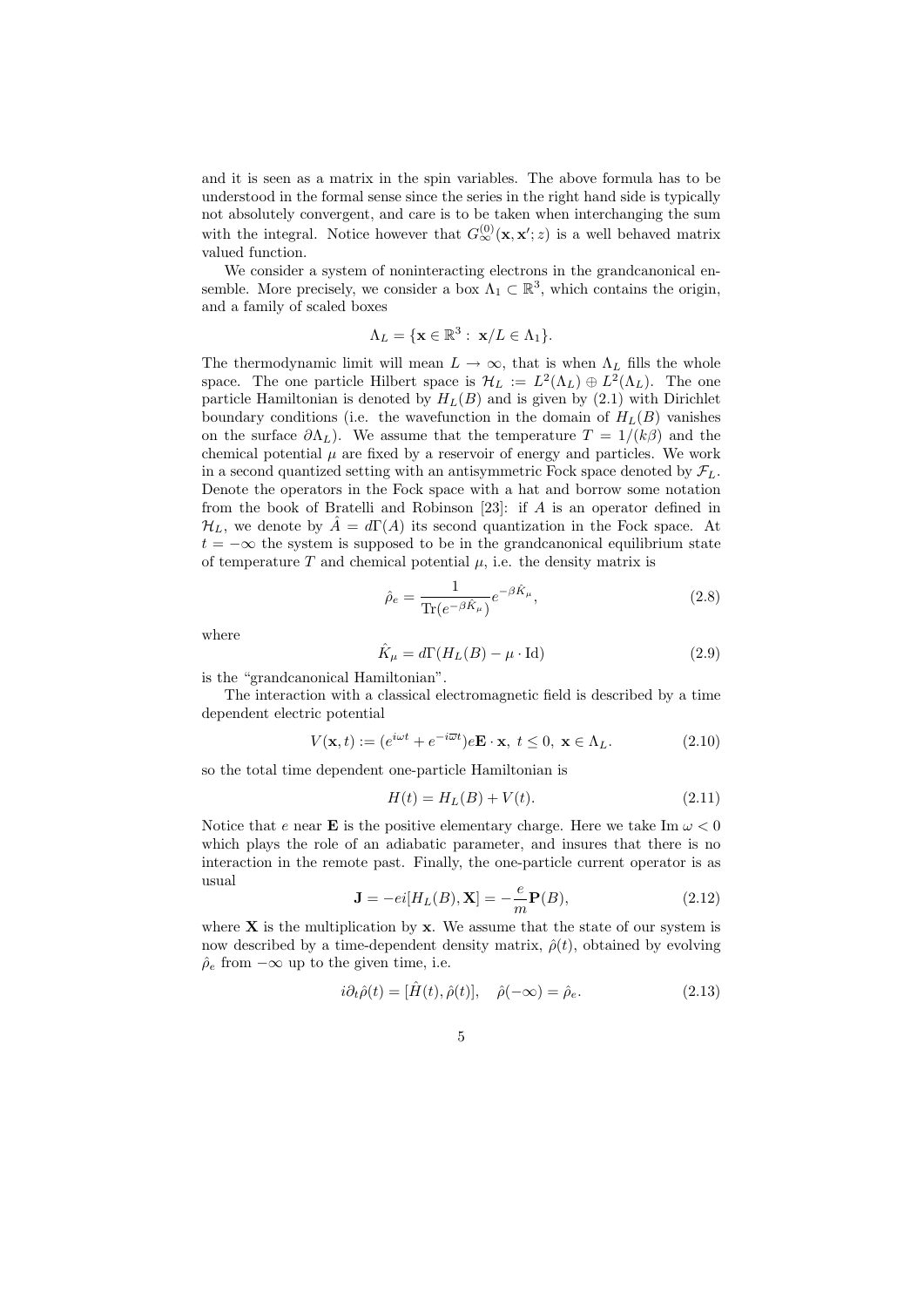and it is seen as a matrix in the spin variables. The above formula has to be understood in the formal sense since the series in the right hand side is typically not absolutely convergent, and care is to be taken when interchanging the sum with the integral. Notice however that $G^{(0)}_\infty(\mathbf{x}, \mathbf{x}'; z)$ is a well behaved matrix valued function.

We consider a system of noninteracting electrons in the grandcanonical ensemble. More precisely, we consider a box $\Lambda_1 \subset \mathbb{R}^3$, which contains the origin, and a family of scaled boxes

$$\Lambda_L = \{\mathbf{x} \in \mathbb{R}^3 : \; \mathbf{x}/L \in \Lambda_1\}.$$

The thermodynamic limit will mean $L \to \infty$, that is when $\Lambda_L$ fills the whole space. The one particle Hilbert space is $\mathcal{H}_L := L^2(\Lambda_L) \oplus L^2(\Lambda_L)$. The one particle Hamiltonian is denoted by $H_L(B)$ and is given by (2.1) with Dirichlet boundary conditions (i.e. the wavefunction in the domain of $H_L(B)$ vanishes on the surface $\partial\Lambda_L$). We assume that the temperature $T = 1/(k\beta)$ and the chemical potential $\mu$ are fixed by a reservoir of energy and particles. We work in a second quantized setting with an antisymmetric Fock space denoted by $\mathcal{F}_L$. Denote the operators in the Fock space with a hat and borrow some notation from the book of Bratelli and Robinson [23]: if $A$ is an operator defined in $\mathcal{H}_L$, we denote by $\hat{A} = d\Gamma(A)$ its second quantization in the Fock space. At $t = -\infty$ the system is supposed to be in the grandcanonical equilibrium state of temperature $T$ and chemical potential $\mu$, i.e. the density matrix is

$$\hat{\rho}_e = \frac{1}{\mathrm{Tr}(e^{-\beta \hat{K}_\mu})} e^{-\beta \hat{K}_\mu}, \tag{2.8}$$

where

$$\hat{K}_\mu = d\Gamma(H_L(B) - \mu \cdot \mathrm{Id}) \tag{2.9}$$

is the "grandcanonical Hamiltonian".

The interaction with a classical electromagnetic field is described by a time dependent electric potential

$$V(\mathbf{x}, t) := (e^{i\omega t} + e^{-i\overline{\omega} t}) e\mathbf{E} \cdot \mathbf{x}, \; t \leq 0, \; \mathbf{x} \in \Lambda_L. \tag{2.10}$$

so the total time dependent one-particle Hamiltonian is

$$H(t) = H_L(B) + V(t). \tag{2.11}$$

Notice that $e$ near $\mathbf{E}$ is the positive elementary charge. Here we take $\mathrm{Im}\; \omega < 0$ which plays the role of an adiabatic parameter, and insures that there is no interaction in the remote past. Finally, the one-particle current operator is as usual

$$\mathbf{J} = -ei[H_L(B), \mathbf{X}] = -\frac{e}{m} \mathbf{P}(B), \tag{2.12}$$

where $\mathbf{X}$ is the multiplication by $\mathbf{x}$. We assume that the state of our system is now described by a time-dependent density matrix, $\hat{\rho}(t)$, obtained by evolving $\hat{\rho}_e$ from $-\infty$ up to the given time, i.e.

$$i\partial_t \hat{\rho}(t) = [\hat{H}(t), \hat{\rho}(t)], \quad \hat{\rho}(-\infty) = \hat{\rho}_e. \tag{2.13}$$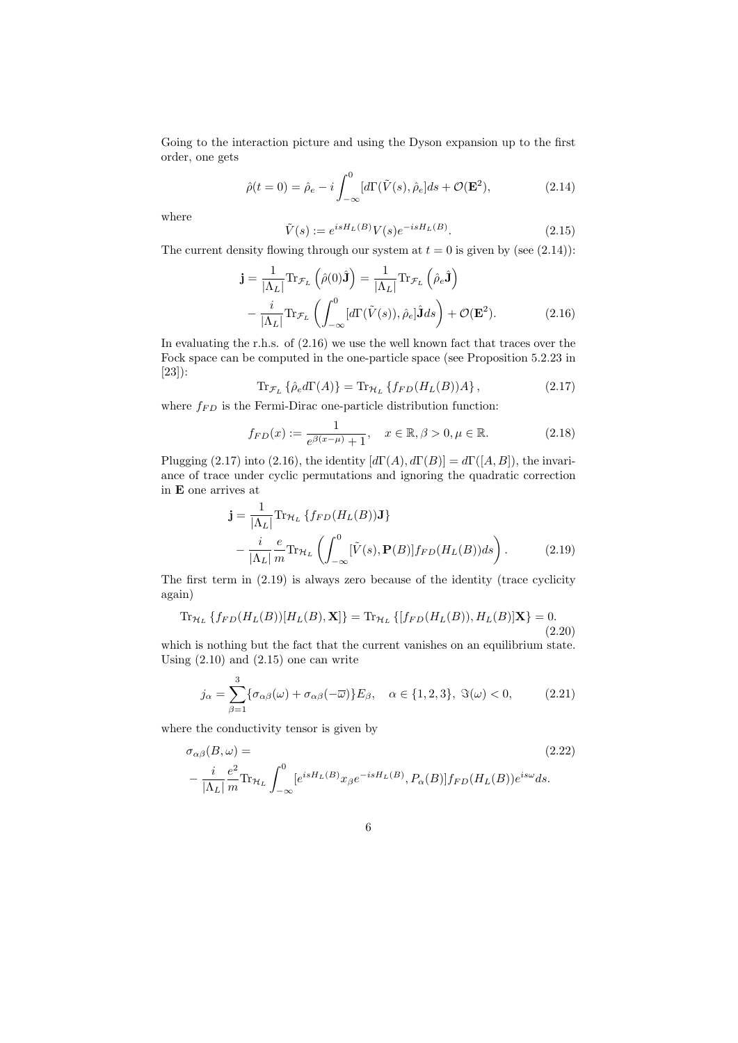Going to the interaction picture and using the Dyson expansion up to the first order, one gets

$$\hat{\rho}(t=0) = \hat{\rho}_e - i\int_{-\infty}^{0} [d\Gamma(\tilde{V}(s), \hat{\rho}_e] ds + \mathcal{O}(\mathbf{E}^2), \tag{2.14}$$

where

$$\tilde{V}(s) := e^{isH_L(B)} V(s) e^{-isH_L(B)}. \tag{2.15}$$

The current density flowing through our system at $t=0$ is given by (see (2.14)):

$$\begin{aligned}
\mathbf{j} &= \frac{1}{|\Lambda_L|}\mathrm{Tr}_{\mathcal{F}_L}\left(\hat{\rho}(0)\hat{\mathbf{J}}\right) = \frac{1}{|\Lambda_L|}\mathrm{Tr}_{\mathcal{F}_L}\left(\hat{\rho}_e\hat{\mathbf{J}}\right) \\
&- \frac{i}{|\Lambda_L|}\mathrm{Tr}_{\mathcal{F}_L}\left(\int_{-\infty}^{0}[d\Gamma(\tilde{V}(s)), \hat{\rho}_e]\hat{\mathbf{J}} ds\right) + \mathcal{O}(\mathbf{E}^2).
\end{aligned} \tag{2.16}$$

In evaluating the r.h.s. of (2.16) we use the well known fact that traces over the Fock space can be computed in the one-particle space (see Proposition 5.2.23 in [23]):

$$\mathrm{Tr}_{\mathcal{F}_L}\left\{\hat{\rho}_e d\Gamma(A)\right\} = \mathrm{Tr}_{\mathcal{H}_L}\left\{f_{FD}(H_L(B))A\right\}, \tag{2.17}$$

where $f_{FD}$ is the Fermi-Dirac one-particle distribution function:

$$f_{FD}(x) := \frac{1}{e^{\beta(x-\mu)}+1}, \quad x \in \mathbb{R}, \beta > 0, \mu \in \mathbb{R}. \tag{2.18}$$

Plugging (2.17) into (2.16), the identity $[d\Gamma(A), d\Gamma(B)] = d\Gamma([A,B])$, the invariance of trace under cyclic permutations and ignoring the quadratic correction in $\mathbf{E}$ one arrives at

$$\begin{aligned}
\mathbf{j} &= \frac{1}{|\Lambda_L|}\mathrm{Tr}_{\mathcal{H}_L}\left\{f_{FD}(H_L(B))\mathbf{J}\right\} \\
&- \frac{i}{|\Lambda_L|}\frac{e}{m}\mathrm{Tr}_{\mathcal{H}_L}\left(\int_{-\infty}^{0}[\tilde{V}(s), \mathbf{P}(B)] f_{FD}(H_L(B)) ds\right).
\end{aligned} \tag{2.19}$$

The first term in (2.19) is always zero because of the identity (trace cyclicity again)

$$\mathrm{Tr}_{\mathcal{H}_L}\left\{f_{FD}(H_L(B))[H_L(B), \mathbf{X}]\right\} = \mathrm{Tr}_{\mathcal{H}_L}\left\{[f_{FD}(H_L(B)), H_L(B)]\mathbf{X}\right\} = 0. \tag{2.20}$$

which is nothing but the fact that the current vanishes on an equilibrium state. Using (2.10) and (2.15) one can write

$$j_\alpha = \sum_{\beta=1}^{3}\{\sigma_{\alpha\beta}(\omega) + \sigma_{\alpha\beta}(-\overline{\omega})\}E_\beta, \quad \alpha \in \{1,2,3\}, \ \Im(\omega) < 0, \tag{2.21}$$

where the conductivity tensor is given by

$$\begin{aligned}
&\sigma_{\alpha\beta}(B,\omega) = \\
&-\frac{i}{|\Lambda_L|}\frac{e^2}{m}\mathrm{Tr}_{\mathcal{H}_L}\int_{-\infty}^{0}[e^{isH_L(B)}x_\beta e^{-isH_L(B)}, P_\alpha(B)] f_{FD}(H_L(B)) e^{is\omega} ds.
\end{aligned} \tag{2.22}$$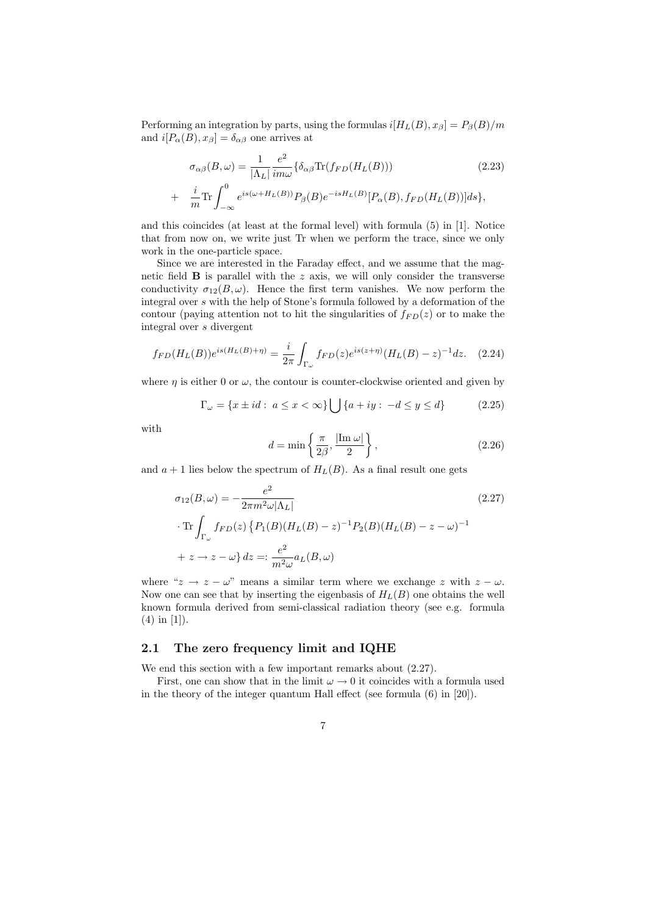Performing an integration by parts, using the formulas $i[H_L(B), x_\beta] = P_\beta(B)/m$ and $i[P_\alpha(B), x_\beta] = \delta_{\alpha\beta}$ one arrives at

$$
\begin{aligned}
\sigma_{\alpha\beta}(B,\omega) &= \frac{1}{|\Lambda_L|}\frac{e^2}{im\omega}\{\delta_{\alpha\beta}\mathrm{Tr}(f_{FD}(H_L(B))) \\
&+ \frac{i}{m}\mathrm{Tr}\int_{-\infty}^{0} e^{is(\omega+H_L(B))}P_\beta(B)e^{-isH_L(B)}[P_\alpha(B), f_{FD}(H_L(B))]ds\},
\end{aligned}
\tag{2.23}
$$

and this coincides (at least at the formal level) with formula (5) in [1]. Notice that from now on, we write just Tr when we perform the trace, since we only work in the one-particle space.

Since we are interested in the Faraday effect, and we assume that the magnetic field $\mathbf{B}$ is parallel with the $z$ axis, we will only consider the transverse conductivity $\sigma_{12}(B,\omega)$. Hence the first term vanishes. We now perform the integral over $s$ with the help of Stone's formula followed by a deformation of the contour (paying attention not to hit the singularities of $f_{FD}(z)$ or to make the integral over $s$ divergent

$$
f_{FD}(H_L(B))e^{is(H_L(B)+\eta)} = \frac{i}{2\pi}\int_{\Gamma_\omega} f_{FD}(z)e^{is(z+\eta)}(H_L(B)-z)^{-1}dz. \tag{2.24}
$$

where $\eta$ is either 0 or $\omega$, the contour is counter-clockwise oriented and given by

$$
\Gamma_\omega = \{x \pm id : \ a \le x < \infty\} \bigcup \{a + iy : \ -d \le y \le d\} \tag{2.25}
$$

with

$$
d = \min\left\{\frac{\pi}{2\beta}, \frac{|\mathrm{Im}\,\omega|}{2}\right\}, \tag{2.26}
$$

and $a+1$ lies below the spectrum of $H_L(B)$. As a final result one gets

$$
\begin{aligned}
\sigma_{12}(B,\omega) &= -\frac{e^2}{2\pi m^2\omega|\Lambda_L|} \\
&\cdot \mathrm{Tr}\int_{\Gamma_\omega} f_{FD}(z)\left\{P_1(B)(H_L(B)-z)^{-1}P_2(B)(H_L(B)-z-\omega)^{-1}\right. \\
&\left. + \ z \to z-\omega\right\}dz =: \frac{e^2}{m^2\omega}a_L(B,\omega)
\end{aligned}
\tag{2.27}
$$

where "$z \to z-\omega$" means a similar term where we exchange $z$ with $z-\omega$. Now one can see that by inserting the eigenbasis of $H_L(B)$ one obtains the well known formula derived from semi-classical radiation theory (see e.g. formula (4) in [1]).

## 2.1 The zero frequency limit and IQHE

We end this section with a few important remarks about (2.27).

First, one can show that in the limit $\omega \to 0$ it coincides with a formula used in the theory of the integer quantum Hall effect (see formula (6) in [20]).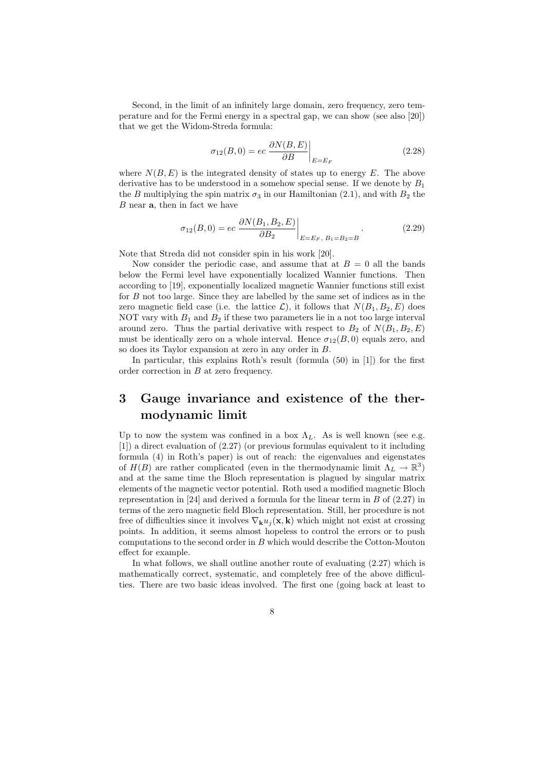Second, in the limit of an infinitely large domain, zero frequency, zero temperature and for the Fermi energy in a spectral gap, we can show (see also [20]) that we get the Widom-Streda formula:

$$\sigma_{12}(B,0) = ec\, \frac{\partial N(B,E)}{\partial B}\Big|_{E=E_F} \tag{2.28}$$

where $N(B,E)$ is the integrated density of states up to energy $E$. The above derivative has to be understood in a somehow special sense. If we denote by $B_1$ the $B$ multiplying the spin matrix $\sigma_3$ in our Hamiltonian (2.1), and with $B_2$ the $B$ near $\mathbf{a}$, then in fact we have

$$\sigma_{12}(B,0) = ec\, \frac{\partial N(B_1,B_2,E)}{\partial B_2}\Big|_{E=E_F,\ B_1=B_2=B}. \tag{2.29}$$

Note that Streda did not consider spin in his work [20].

Now consider the periodic case, and assume that at $B=0$ all the bands below the Fermi level have exponentially localized Wannier functions. Then according to [19], exponentially localized magnetic Wannier functions still exist for $B$ not too large. Since they are labelled by the same set of indices as in the zero magnetic field case (i.e. the lattice $\mathcal{L}$), it follows that $N(B_1,B_2,E)$ does NOT vary with $B_1$ and $B_2$ if these two parameters lie in a not too large interval around zero. Thus the partial derivative with respect to $B_2$ of $N(B_1,B_2,E)$ must be identically zero on a whole interval. Hence $\sigma_{12}(B,0)$ equals zero, and so does its Taylor expansion at zero in any order in $B$.

In particular, this explains Roth's result (formula (50) in [1]) for the first order correction in $B$ at zero frequency.

# 3 Gauge invariance and existence of the thermodynamic limit

Up to now the system was confined in a box $\Lambda_L$. As is well known (see e.g. [1]) a direct evaluation of (2.27) (or previous formulas equivalent to it including formula (4) in Roth's paper) is out of reach: the eigenvalues and eigenstates of $H(B)$ are rather complicated (even in the thermodynamic limit $\Lambda_L \to \mathbb{R}^3$) and at the same time the Bloch representation is plagued by singular matrix elements of the magnetic vector potential. Roth used a modified magnetic Bloch representation in [24] and derived a formula for the linear term in $B$ of (2.27) in terms of the zero magnetic field Bloch representation. Still, her procedure is not free of difficulties since it involves $\nabla_{\mathbf{k}} u_j(\mathbf{x},\mathbf{k})$ which might not exist at crossing points. In addition, it seems almost hopeless to control the errors or to push computations to the second order in $B$ which would describe the Cotton-Mouton effect for example.

In what follows, we shall outline another route of evaluating (2.27) which is mathematically correct, systematic, and completely free of the above difficulties. There are two basic ideas involved. The first one (going back at least to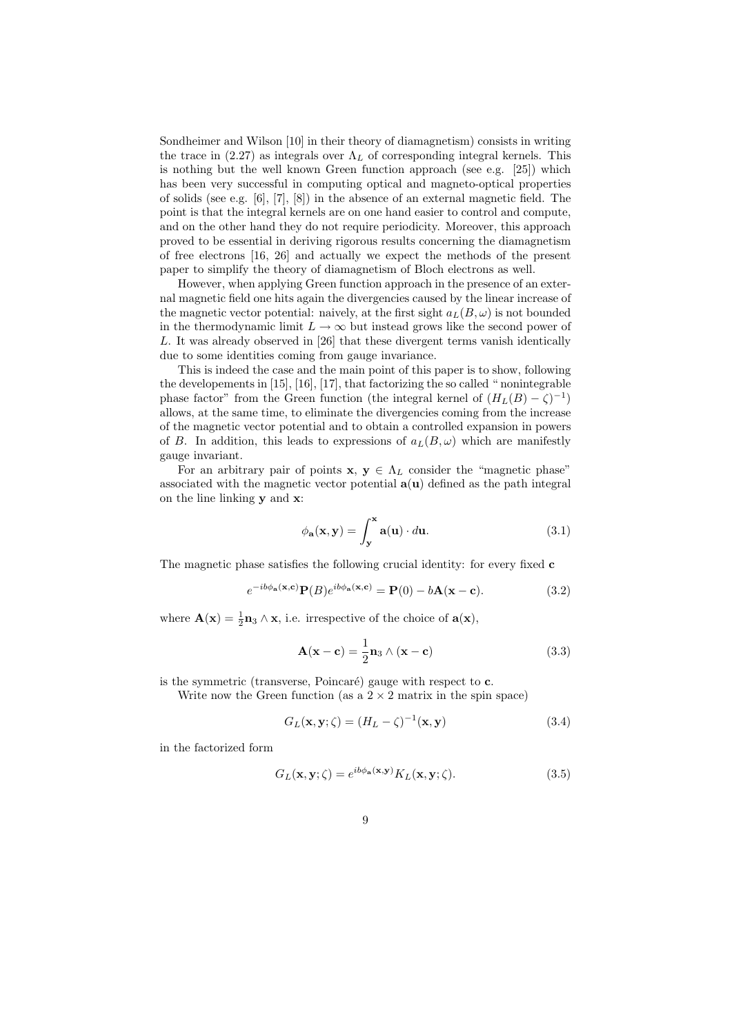Sondheimer and Wilson [10] in their theory of diamagnetism) consists in writing the trace in (2.27) as integrals over $\Lambda_L$ of corresponding integral kernels. This is nothing but the well known Green function approach (see e.g. [25]) which has been very successful in computing optical and magneto-optical properties of solids (see e.g. [6], [7], [8]) in the absence of an external magnetic field. The point is that the integral kernels are on one hand easier to control and compute, and on the other hand they do not require periodicity. Moreover, this approach proved to be essential in deriving rigorous results concerning the diamagnetism of free electrons [16, 26] and actually we expect the methods of the present paper to simplify the theory of diamagnetism of Bloch electrons as well.

However, when applying Green function approach in the presence of an external magnetic field one hits again the divergencies caused by the linear increase of the magnetic vector potential: naively, at the first sight $a_L(B, \omega)$ is not bounded in the thermodynamic limit $L \to \infty$ but instead grows like the second power of $L$. It was already observed in [26] that these divergent terms vanish identically due to some identities coming from gauge invariance.

This is indeed the case and the main point of this paper is to show, following the developements in [15], [16], [17], that factorizing the so called " nonintegrable phase factor" from the Green function (the integral kernel of $(H_L(B) - \zeta)^{-1}$) allows, at the same time, to eliminate the divergencies coming from the increase of the magnetic vector potential and to obtain a controlled expansion in powers of $B$. In addition, this leads to expressions of $a_L(B, \omega)$ which are manifestly gauge invariant.

For an arbitrary pair of points $\mathbf{x}$, $\mathbf{y} \in \Lambda_L$ consider the "magnetic phase" associated with the magnetic vector potential $\mathbf{a}(\mathbf{u})$ defined as the path integral on the line linking $\mathbf{y}$ and $\mathbf{x}$:

$$\phi_{\mathbf{a}}(\mathbf{x}, \mathbf{y}) = \int_{\mathbf{y}}^{\mathbf{x}} \mathbf{a}(\mathbf{u}) \cdot d\mathbf{u}. \tag{3.1}$$

The magnetic phase satisfies the following crucial identity: for every fixed $\mathbf{c}$

$$e^{-ib\phi_{\mathbf{a}}(\mathbf{x},\mathbf{c})}\mathbf{P}(B)e^{ib\phi_{\mathbf{a}}(\mathbf{x},\mathbf{c})} = \mathbf{P}(0) - b\mathbf{A}(\mathbf{x} - \mathbf{c}). \tag{3.2}$$

where $\mathbf{A}(\mathbf{x}) = \frac{1}{2}\mathbf{n}_3 \wedge \mathbf{x}$, i.e. irrespective of the choice of $\mathbf{a}(\mathbf{x})$,

$$\mathbf{A}(\mathbf{x} - \mathbf{c}) = \frac{1}{2}\mathbf{n}_3 \wedge (\mathbf{x} - \mathbf{c}) \tag{3.3}$$

is the symmetric (transverse, Poincaré) gauge with respect to $\mathbf{c}$.

Write now the Green function (as a $2 \times 2$ matrix in the spin space)

$$G_L(\mathbf{x}, \mathbf{y}; \zeta) = (H_L - \zeta)^{-1}(\mathbf{x}, \mathbf{y}) \tag{3.4}$$

in the factorized form

$$G_L(\mathbf{x}, \mathbf{y}; \zeta) = e^{ib\phi_{\mathbf{a}}(\mathbf{x},\mathbf{y})} K_L(\mathbf{x}, \mathbf{y}; \zeta). \tag{3.5}$$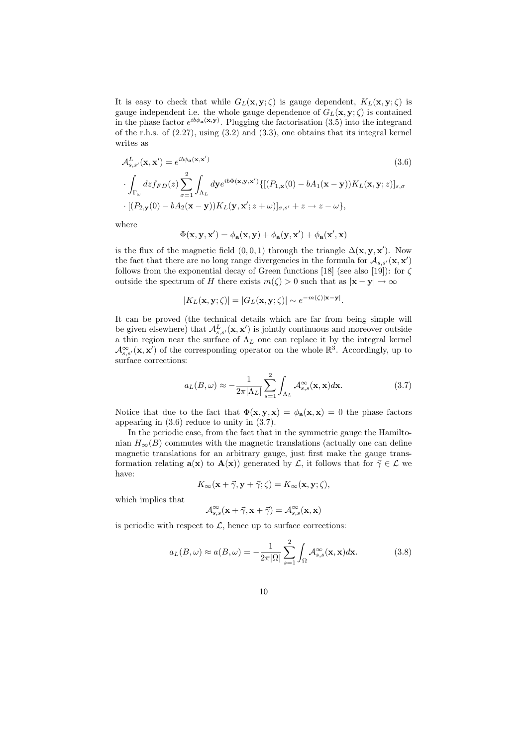It is easy to check that while $G_L(\mathbf{x}, \mathbf{y}; \zeta)$ is gauge dependent, $K_L(\mathbf{x}, \mathbf{y}; \zeta)$ is gauge independent i.e. the whole gauge dependence of $G_L(\mathbf{x}, \mathbf{y}; \zeta)$ is contained in the phase factor $e^{ib\phi_{\mathbf{a}}(\mathbf{x},\mathbf{y})}$. Plugging the factorisation (3.5) into the integrand of the r.h.s. of (2.27), using (3.2) and (3.3), one obtains that its integral kernel writes as

$$
\begin{aligned}
\mathcal{A}^L_{s,s'}(\mathbf{x}, \mathbf{x}') &= e^{ib\phi_{\mathbf{a}}(\mathbf{x},\mathbf{x}')} \qquad\qquad (3.6)\\
&\cdot \int_{\Gamma_\omega} dz f_{FD}(z) \sum_{\sigma=1}^{2} \int_{\Lambda_L} d\mathbf{y} e^{ib\Phi(\mathbf{x},\mathbf{y},\mathbf{x}')} \{[(P_{1,\mathbf{x}}(0) - bA_1(\mathbf{x}-\mathbf{y}))K_L(\mathbf{x}, \mathbf{y}; z)]_{s,\sigma} \\
&\cdot [(P_{2,\mathbf{y}}(0) - bA_2(\mathbf{x}-\mathbf{y}))K_L(\mathbf{y}, \mathbf{x}'; z+\omega)]_{\sigma,s'} + z \to z - \omega\},
\end{aligned}
$$

where

$$
\Phi(\mathbf{x}, \mathbf{y}, \mathbf{x}') = \phi_{\mathbf{a}}(\mathbf{x}, \mathbf{y}) + \phi_{\mathbf{a}}(\mathbf{y}, \mathbf{x}') + \phi_{\mathbf{a}}(\mathbf{x}', \mathbf{x})
$$

is the flux of the magnetic field $(0, 0, 1)$ through the triangle $\Delta(\mathbf{x}, \mathbf{y}, \mathbf{x}')$. Now the fact that there are no long range divergencies in the formula for $\mathcal{A}_{s,s'}(\mathbf{x}, \mathbf{x}')$ follows from the exponential decay of Green functions [18] (see also [19]): for $\zeta$ outside the spectrum of $H$ there exists $m(\zeta) > 0$ such that as $|\mathbf{x} - \mathbf{y}| \to \infty$

$$
|K_L(\mathbf{x}, \mathbf{y}; \zeta)| = |G_L(\mathbf{x}, \mathbf{y}; \zeta)| \sim e^{-m(\zeta)|\mathbf{x}-\mathbf{y}|}.
$$

It can be proved (the technical details which are far from being simple will be given elsewhere) that $\mathcal{A}^L_{s,s'}(\mathbf{x}, \mathbf{x}')$ is jointly continuous and moreover outside a thin region near the surface of $\Lambda_L$ one can replace it by the integral kernel $\mathcal{A}^\infty_{s,s'}(\mathbf{x}, \mathbf{x}')$ of the corresponding operator on the whole $\mathbb{R}^3$. Accordingly, up to surface corrections:

$$
a_L(B, \omega) \approx -\frac{1}{2\pi|\Lambda_L|} \sum_{s=1}^{2} \int_{\Lambda_L} \mathcal{A}^\infty_{s,s}(\mathbf{x}, \mathbf{x}) d\mathbf{x}. \tag{3.7}
$$

Notice that due to the fact that $\Phi(\mathbf{x}, \mathbf{y}, \mathbf{x}) = \phi_{\mathbf{a}}(\mathbf{x}, \mathbf{x}) = 0$ the phase factors appearing in (3.6) reduce to unity in (3.7).

In the periodic case, from the fact that in the symmetric gauge the Hamiltonian $H_\infty(B)$ commutes with the magnetic translations (actually one can define magnetic translations for an arbitrary gauge, just first make the gauge transformation relating $\mathbf{a}(\mathbf{x})$ to $\mathbf{A}(\mathbf{x})$) generated by $\mathcal{L}$, it follows that for $\vec{\gamma} \in \mathcal{L}$ we have:

$$
K_\infty(\mathbf{x} + \vec{\gamma}, \mathbf{y} + \vec{\gamma}; \zeta) = K_\infty(\mathbf{x}, \mathbf{y}; \zeta),
$$

which implies that

$$
\mathcal{A}^\infty_{s,s}(\mathbf{x} + \vec{\gamma}, \mathbf{x} + \vec{\gamma}) = \mathcal{A}^\infty_{s,s}(\mathbf{x}, \mathbf{x})
$$

is periodic with respect to $\mathcal{L}$, hence up to surface corrections:

$$
a_L(B, \omega) \approx a(B, \omega) = -\frac{1}{2\pi|\Omega|} \sum_{s=1}^{2} \int_{\Omega} \mathcal{A}^\infty_{s,s}(\mathbf{x}, \mathbf{x}) d\mathbf{x}. \tag{3.8}
$$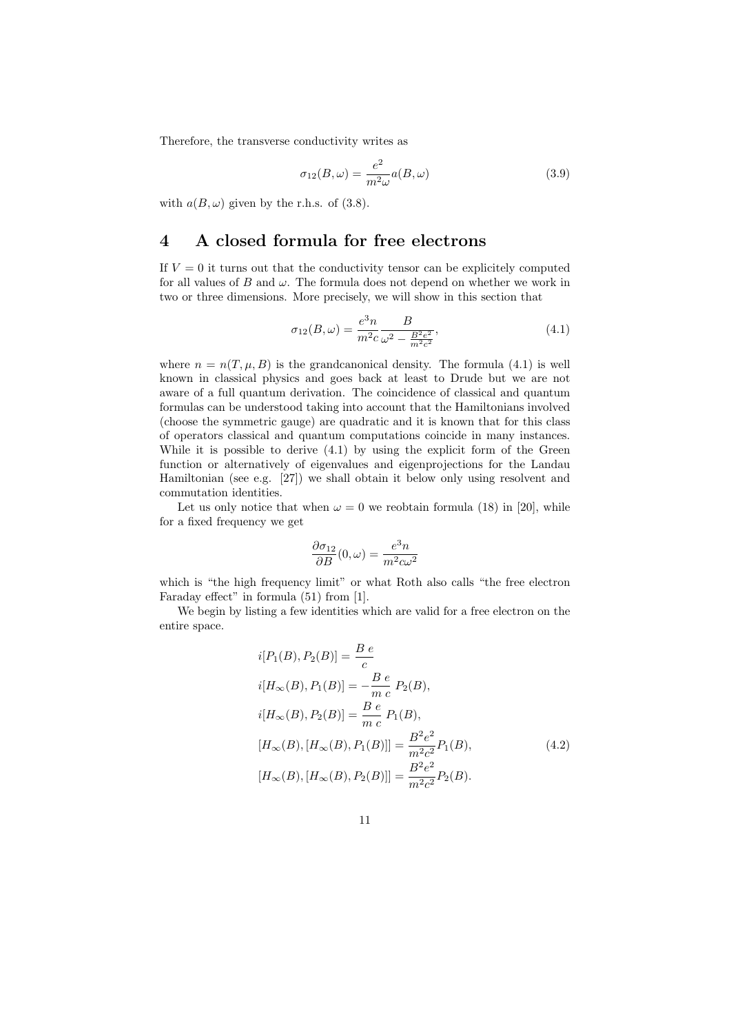Therefore, the transverse conductivity writes as

$$\sigma_{12}(B,\omega) = \frac{e^2}{m^2\omega} a(B,\omega) \tag{3.9}$$

with $a(B,\omega)$ given by the r.h.s. of (3.8).

## 4 A closed formula for free electrons

If $V = 0$ it turns out that the conductivity tensor can be explicitely computed for all values of $B$ and $\omega$. The formula does not depend on whether we work in two or three dimensions. More precisely, we will show in this section that

$$\sigma_{12}(B,\omega) = \frac{e^3 n}{m^2 c} \frac{B}{\omega^2 - \frac{B^2 e^2}{m^2 c^2}}, \tag{4.1}$$

where $n = n(T,\mu,B)$ is the grandcanonical density. The formula (4.1) is well known in classical physics and goes back at least to Drude but we are not aware of a full quantum derivation. The coincidence of classical and quantum formulas can be understood taking into account that the Hamiltonians involved (choose the symmetric gauge) are quadratic and it is known that for this class of operators classical and quantum computations coincide in many instances. While it is possible to derive (4.1) by using the explicit form of the Green function or alternatively of eigenvalues and eigenprojections for the Landau Hamiltonian (see e.g. [27]) we shall obtain it below only using resolvent and commutation identities.

Let us only notice that when $\omega = 0$ we reobtain formula (18) in [20], while for a fixed frequency we get

$$\frac{\partial \sigma_{12}}{\partial B}(0,\omega) = \frac{e^3 n}{m^2 c \omega^2}$$

which is "the high frequency limit" or what Roth also calls "the free electron Faraday effect" in formula (51) from [1].

We begin by listing a few identities which are valid for a free electron on the entire space.

$$\begin{aligned}
i[P_1(B), P_2(B)] &= \frac{B\, e}{c} \\
i[H_\infty(B), P_1(B)] &= -\frac{B\, e}{m\, c}\, P_2(B), \\
i[H_\infty(B), P_2(B)] &= \frac{B\, e}{m\, c}\, P_1(B), \\
[H_\infty(B), [H_\infty(B), P_1(B)]] &= \frac{B^2 e^2}{m^2 c^2} P_1(B), \\
[H_\infty(B), [H_\infty(B), P_2(B)]] &= \frac{B^2 e^2}{m^2 c^2} P_2(B).
\end{aligned} \tag{4.2}$$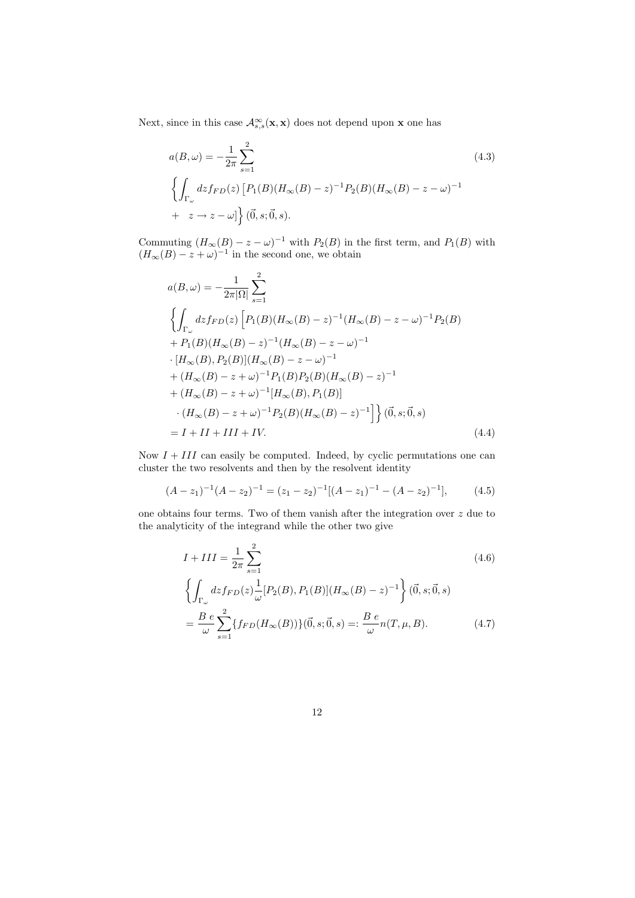Next, since in this case $\mathcal{A}^{\infty}_{s,s}(\mathbf{x},\mathbf{x})$ does not depend upon $\mathbf{x}$ one has

$$
\begin{aligned}
a(B,\omega) &= -\frac{1}{2\pi}\sum_{s=1}^{2} \\
&\left\{\int_{\Gamma_\omega} dz f_{FD}(z)\left[P_1(B)(H_\infty(B)-z)^{-1}P_2(B)(H_\infty(B)-z-\omega)^{-1}\right.\right. \\
&\left.\left. +\quad z\to z-\omega\right]\right\}(\vec{0},s;\vec{0},s).
\end{aligned}
\tag{4.3}
$$

Commuting $(H_\infty(B)-z-\omega)^{-1}$ with $P_2(B)$ in the first term, and $P_1(B)$ with $(H_\infty(B)-z+\omega)^{-1}$ in the second one, we obtain

$$
\begin{aligned}
a(B,\omega) &= -\frac{1}{2\pi|\Omega|}\sum_{s=1}^{2} \\
&\left\{\int_{\Gamma_\omega} dz f_{FD}(z)\Big[P_1(B)(H_\infty(B)-z)^{-1}(H_\infty(B)-z-\omega)^{-1}P_2(B)\right. \\
&+ P_1(B)(H_\infty(B)-z)^{-1}(H_\infty(B)-z-\omega)^{-1} \\
&\cdot[H_\infty(B),P_2(B)](H_\infty(B)-z-\omega)^{-1} \\
&+ (H_\infty(B)-z+\omega)^{-1}P_1(B)P_2(B)(H_\infty(B)-z)^{-1} \\
&+ (H_\infty(B)-z+\omega)^{-1}[H_\infty(B),P_1(B)] \\
&\left.\quad\cdot(H_\infty(B)-z+\omega)^{-1}P_2(B)(H_\infty(B)-z)^{-1}\Big]\right\}(\vec{0},s;\vec{0},s) \\
&= I+II+III+IV.
\end{aligned}
\tag{4.4}
$$

Now $I+III$ can easily be computed. Indeed, by cyclic permutations one can cluster the two resolvents and then by the resolvent identity

$$
(A-z_1)^{-1}(A-z_2)^{-1} = (z_1-z_2)^{-1}[(A-z_1)^{-1}-(A-z_2)^{-1}],
\tag{4.5}
$$

one obtains four terms. Two of them vanish after the integration over $z$ due to the analyticity of the integrand while the other two give

$$
\begin{aligned}
I+III &= \frac{1}{2\pi}\sum_{s=1}^{2} \\
&\left\{\int_{\Gamma_\omega} dz f_{FD}(z)\frac{1}{\omega}[P_2(B),P_1(B)](H_\infty(B)-z)^{-1}\right\}(\vec{0},s;\vec{0},s)
\end{aligned}
\tag{4.6}
$$

$$
= \frac{B\,e}{\omega}\sum_{s=1}^{2}\{f_{FD}(H_\infty(B))\}(\vec{0},s;\vec{0},s) =: \frac{B\,e}{\omega}n(T,\mu,B).
\tag{4.7}
$$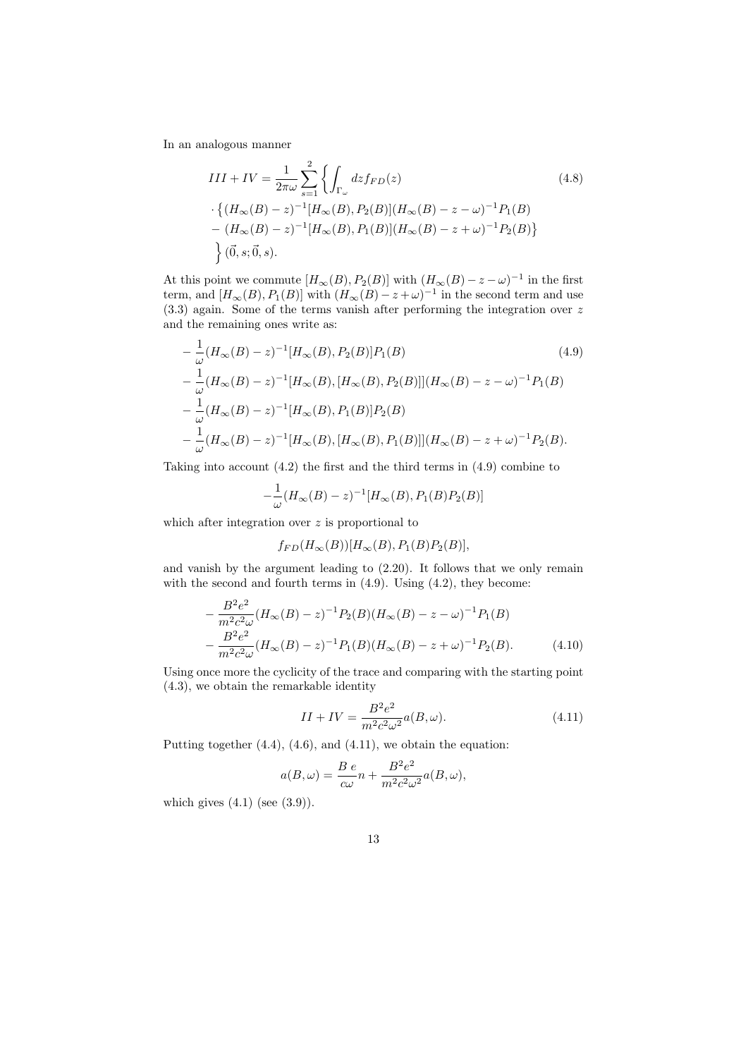In an analogous manner

$$
\begin{aligned}
III + IV &= \frac{1}{2\pi\omega} \sum_{s=1}^{2} \left\{ \int_{\Gamma_\omega} dz f_{FD}(z) \right. \\
&\cdot \left\{ (H_\infty(B) - z)^{-1} [H_\infty(B), P_2(B)] (H_\infty(B) - z - \omega)^{-1} P_1(B) \right. \\
&- \left. (H_\infty(B) - z)^{-1} [H_\infty(B), P_1(B)] (H_\infty(B) - z + \omega)^{-1} P_2(B) \right\} \\
&\left. \vphantom{\int} \right\} (\vec{0}, s; \vec{0}, s).
\end{aligned} \tag{4.8}
$$

At this point we commute $[H_\infty(B), P_2(B)]$ with $(H_\infty(B) - z - \omega)^{-1}$ in the first term, and $[H_\infty(B), P_1(B)]$ with $(H_\infty(B) - z + \omega)^{-1}$ in the second term and use (3.3) again. Some of the terms vanish after performing the integration over $z$ and the remaining ones write as:

$$
\begin{aligned}
&- \frac{1}{\omega} (H_\infty(B) - z)^{-1} [H_\infty(B), P_2(B)] P_1(B) \\
&- \frac{1}{\omega} (H_\infty(B) - z)^{-1} [H_\infty(B), [H_\infty(B), P_2(B)]] (H_\infty(B) - z - \omega)^{-1} P_1(B) \\
&- \frac{1}{\omega} (H_\infty(B) - z)^{-1} [H_\infty(B), P_1(B)] P_2(B) \\
&- \frac{1}{\omega} (H_\infty(B) - z)^{-1} [H_\infty(B), [H_\infty(B), P_1(B)]] (H_\infty(B) - z + \omega)^{-1} P_2(B).
\end{aligned} \tag{4.9}
$$

Taking into account (4.2) the first and the third terms in (4.9) combine to

$$
-\frac{1}{\omega} (H_\infty(B) - z)^{-1} [H_\infty(B), P_1(B) P_2(B)]
$$

which after integration over $z$ is proportional to

$$
f_{FD}(H_\infty(B)) [H_\infty(B), P_1(B) P_2(B)],
$$

and vanish by the argument leading to (2.20). It follows that we only remain with the second and fourth terms in (4.9). Using (4.2), they become:

$$
\begin{aligned}
&- \frac{B^2 e^2}{m^2 c^2 \omega} (H_\infty(B) - z)^{-1} P_2(B) (H_\infty(B) - z - \omega)^{-1} P_1(B) \\
&- \frac{B^2 e^2}{m^2 c^2 \omega} (H_\infty(B) - z)^{-1} P_1(B) (H_\infty(B) - z + \omega)^{-1} P_2(B).
\end{aligned} \tag{4.10}
$$

Using once more the cyclicity of the trace and comparing with the starting point (4.3), we obtain the remarkable identity

$$
II + IV = \frac{B^2 e^2}{m^2 c^2 \omega^2} a(B, \omega). \tag{4.11}
$$

Putting together (4.4), (4.6), and (4.11), we obtain the equation:

$$
a(B, \omega) = \frac{B\, e}{c\omega} n + \frac{B^2 e^2}{m^2 c^2 \omega^2} a(B, \omega),
$$

which gives (4.1) (see (3.9)).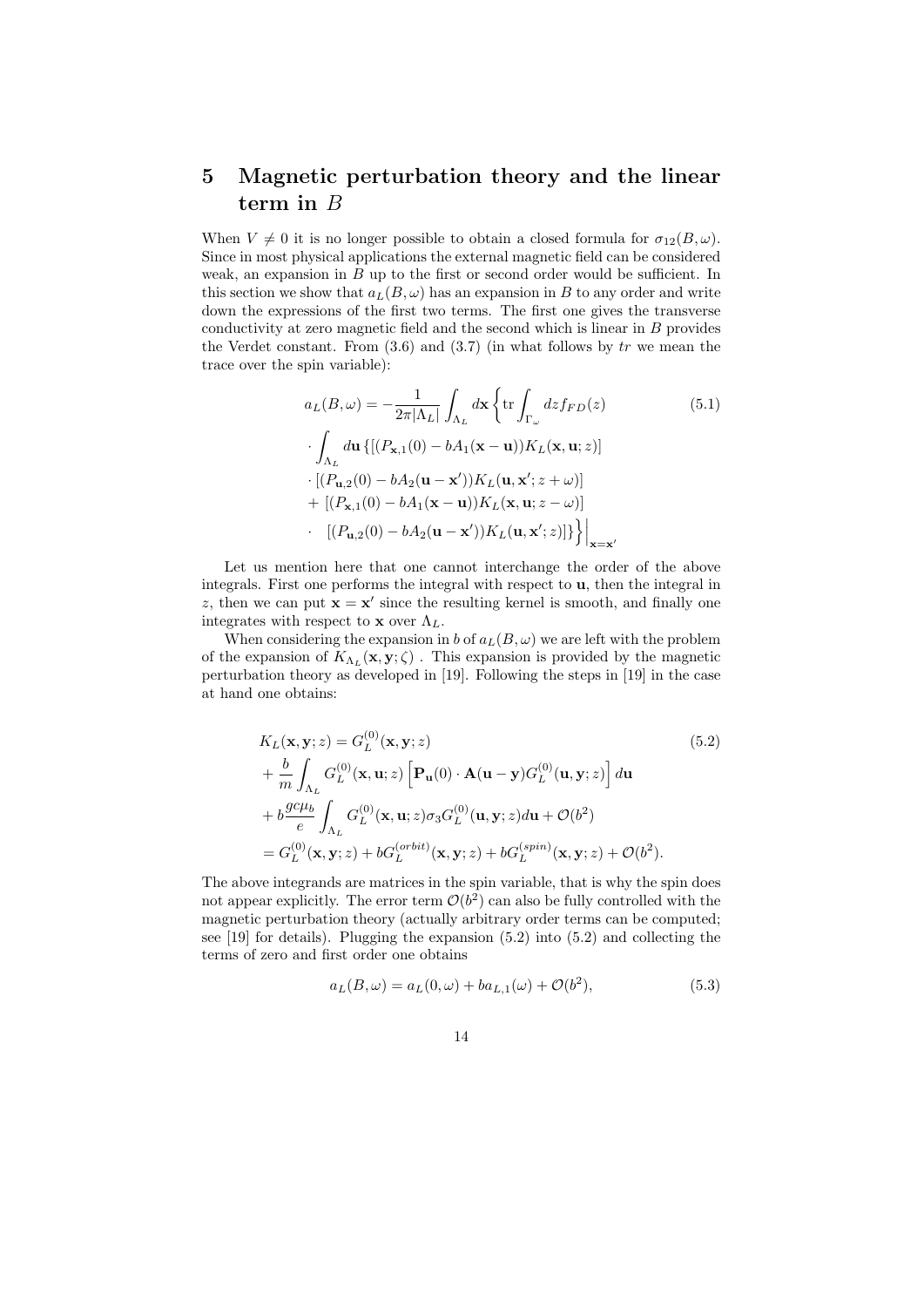## 5 Magnetic perturbation theory and the linear term in $B$

When $V \neq 0$ it is no longer possible to obtain a closed formula for $\sigma_{12}(B,\omega)$. Since in most physical applications the external magnetic field can be considered weak, an expansion in $B$ up to the first or second order would be sufficient. In this section we show that $a_L(B,\omega)$ has an expansion in $B$ to any order and write down the expressions of the first two terms. The first one gives the transverse conductivity at zero magnetic field and the second which is linear in $B$ provides the Verdet constant. From (3.6) and (3.7) (in what follows by $tr$ we mean the trace over the spin variable):

$$
\begin{aligned}
a_L(B,\omega) = &-\frac{1}{2\pi|\Lambda_L|}\int_{\Lambda_L} d\mathbf{x}\left\{ \mathrm{tr}\int_{\Gamma_\omega} dz f_{FD}(z) \right. \\
&\cdot \int_{\Lambda_L} d\mathbf{u}\, \{[(P_{\mathbf{x},1}(0) - bA_1(\mathbf{x}-\mathbf{u}))K_L(\mathbf{x},\mathbf{u};z)] \\
&\cdot [(P_{\mathbf{u},2}(0) - bA_2(\mathbf{u}-\mathbf{x}'))K_L(\mathbf{u},\mathbf{x}';z+\omega)] \\
&+ [(P_{\mathbf{x},1}(0) - bA_1(\mathbf{x}-\mathbf{u}))K_L(\mathbf{x},\mathbf{u};z-\omega)] \\
&\cdot \left. \left. [(P_{\mathbf{u},2}(0) - bA_2(\mathbf{u}-\mathbf{x}'))K_L(\mathbf{u},\mathbf{x}';z)]\} \right\}\right|_{\mathbf{x}=\mathbf{x}'}
\end{aligned}
\tag{5.1}
$$

Let us mention here that one cannot interchange the order of the above integrals. First one performs the integral with respect to $\mathbf{u}$, then the integral in $z$, then we can put $\mathbf{x} = \mathbf{x}'$ since the resulting kernel is smooth, and finally one integrates with respect to $\mathbf{x}$ over $\Lambda_L$.

When considering the expansion in $b$ of $a_L(B,\omega)$ we are left with the problem of the expansion of $K_{\Lambda_L}(\mathbf{x},\mathbf{y};\zeta)$ . This expansion is provided by the magnetic perturbation theory as developed in [19]. Following the steps in [19] in the case at hand one obtains:

$$
\begin{aligned}
K_L(\mathbf{x},\mathbf{y};z) = &\, G_L^{(0)}(\mathbf{x},\mathbf{y};z) \\
&+ \frac{b}{m}\int_{\Lambda_L} G_L^{(0)}(\mathbf{x},\mathbf{u};z)\left[\mathbf{P}_\mathbf{u}(0)\cdot \mathbf{A}(\mathbf{u}-\mathbf{y}) G_L^{(0)}(\mathbf{u},\mathbf{y};z)\right] d\mathbf{u} \\
&+ b\frac{gc\mu_b}{e}\int_{\Lambda_L} G_L^{(0)}(\mathbf{x},\mathbf{u};z)\sigma_3 G_L^{(0)}(\mathbf{u},\mathbf{y};z) d\mathbf{u} + \mathcal{O}(b^2) \\
= &\, G_L^{(0)}(\mathbf{x},\mathbf{y};z) + bG_L^{(orbit)}(\mathbf{x},\mathbf{y};z) + bG_L^{(spin)}(\mathbf{x},\mathbf{y};z) + \mathcal{O}(b^2).
\end{aligned}
\tag{5.2}
$$

The above integrands are matrices in the spin variable, that is why the spin does not appear explicitly. The error term $\mathcal{O}(b^2)$ can also be fully controlled with the magnetic perturbation theory (actually arbitrary order terms can be computed; see [19] for details). Plugging the expansion (5.2) into (5.2) and collecting the terms of zero and first order one obtains

$$
a_L(B,\omega) = a_L(0,\omega) + b a_{L,1}(\omega) + \mathcal{O}(b^2), \tag{5.3}
$$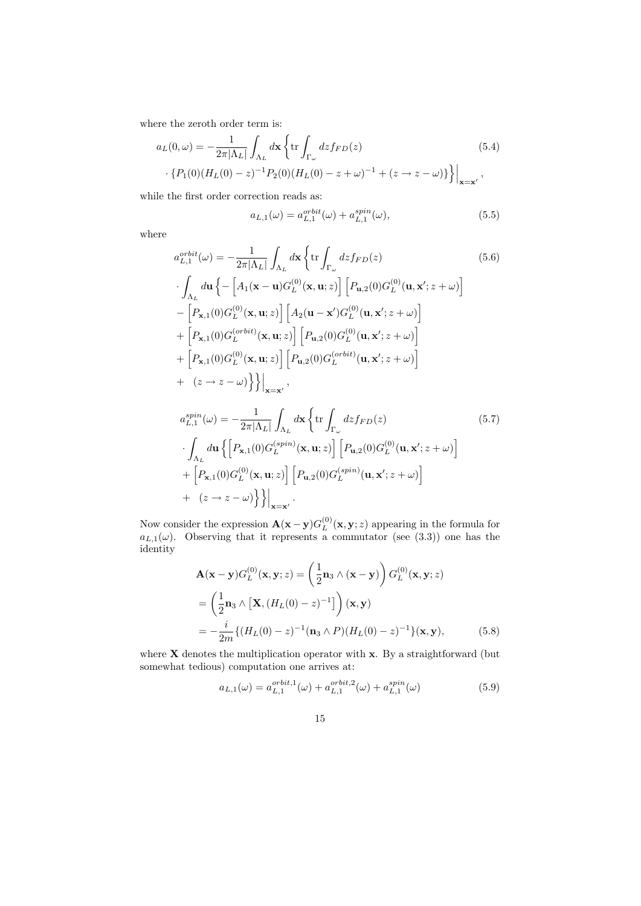where the zeroth order term is:

$$a_L(0,\omega) = -\frac{1}{2\pi|\Lambda_L|}\int_{\Lambda_L} d\mathbf{x}\left\{\mathrm{tr}\int_{\Gamma_\omega} dz f_{FD}(z) \right. \tag{5.4}$$
$$\left.\cdot \left\{P_1(0)(H_L(0)-z)^{-1}P_2(0)(H_L(0)-z+\omega)^{-1} + (z\to z-\omega)\right\}\right\}\Big|_{\mathbf{x}=\mathbf{x}'},$$

while the first order correction reads as:

$$a_{L,1}(\omega) = a_{L,1}^{orbit}(\omega) + a_{L,1}^{spin}(\omega), \tag{5.5}$$

where

$$a_{L,1}^{orbit}(\omega) = -\frac{1}{2\pi|\Lambda_L|}\int_{\Lambda_L} d\mathbf{x}\left\{\mathrm{tr}\int_{\Gamma_\omega} dz f_{FD}(z)\right. \tag{5.6}$$
$$\cdot\int_{\Lambda_L} d\mathbf{u}\left\{-\left[A_1(\mathbf{x}-\mathbf{u})G_L^{(0)}(\mathbf{x},\mathbf{u};z)\right]\left[P_{\mathbf{u},2}(0)G_L^{(0)}(\mathbf{u},\mathbf{x}';z+\omega)\right]\right.$$
$$-\left[P_{\mathbf{x},1}(0)G_L^{(0)}(\mathbf{x},\mathbf{u};z)\right]\left[A_2(\mathbf{u}-\mathbf{x}')G_L^{(0)}(\mathbf{u},\mathbf{x}';z+\omega)\right]$$
$$+\left[P_{\mathbf{x},1}(0)G_L^{(orbit)}(\mathbf{x},\mathbf{u};z)\right]\left[P_{\mathbf{u},2}(0)G_L^{(0)}(\mathbf{u},\mathbf{x}';z+\omega)\right]$$
$$+\left[P_{\mathbf{x},1}(0)G_L^{(0)}(\mathbf{x},\mathbf{u};z)\right]\left[P_{\mathbf{u},2}(0)G_L^{(orbit)}(\mathbf{u},\mathbf{x}';z+\omega)\right]$$
$$\left.\left.+\quad (z\to z-\omega)\right\}\right\}\Big|_{\mathbf{x}=\mathbf{x}'},$$

$$a_{L,1}^{spin}(\omega) = -\frac{1}{2\pi|\Lambda_L|}\int_{\Lambda_L} d\mathbf{x}\left\{\mathrm{tr}\int_{\Gamma_\omega} dz f_{FD}(z)\right. \tag{5.7}$$
$$\cdot\int_{\Lambda_L} d\mathbf{u}\left\{\left[P_{\mathbf{x},1}(0)G_L^{(spin)}(\mathbf{x},\mathbf{u};z)\right]\left[P_{\mathbf{u},2}(0)G_L^{(0)}(\mathbf{u},\mathbf{x}';z+\omega)\right]\right.$$
$$+\left[P_{\mathbf{x},1}(0)G_L^{(0)}(\mathbf{x},\mathbf{u};z)\right]\left[P_{\mathbf{u},2}(0)G_L^{(spin)}(\mathbf{u},\mathbf{x}';z+\omega)\right]$$
$$\left.\left.+\quad (z\to z-\omega)\right\}\right\}\Big|_{\mathbf{x}=\mathbf{x}'}.$$

Now consider the expression $\mathbf{A}(\mathbf{x}-\mathbf{y})G_L^{(0)}(\mathbf{x},\mathbf{y};z)$ appearing in the formula for $a_{L,1}(\omega)$. Observing that it represents a commutator (see (3.3)) one has the identity

$$\begin{aligned}
\mathbf{A}(\mathbf{x}-\mathbf{y})G_L^{(0)}(\mathbf{x},\mathbf{y};z) &= \left(\frac{1}{2}\mathbf{n}_3\wedge(\mathbf{x}-\mathbf{y})\right)G_L^{(0)}(\mathbf{x},\mathbf{y};z)\\
&= \left(\frac{1}{2}\mathbf{n}_3\wedge\left[\mathbf{X},(H_L(0)-z)^{-1}\right]\right)(\mathbf{x},\mathbf{y})\\
&= -\frac{i}{2m}\{(H_L(0)-z)^{-1}(\mathbf{n}_3\wedge P)(H_L(0)-z)^{-1}\}(\mathbf{x},\mathbf{y}),
\end{aligned} \tag{5.8}$$

where $\mathbf{X}$ denotes the multiplication operator with $\mathbf{x}$. By a straightforward (but somewhat tedious) computation one arrives at:

$$a_{L,1}(\omega) = a_{L,1}^{orbit,1}(\omega) + a_{L,1}^{orbit,2}(\omega) + a_{L,1}^{spin}(\omega) \tag{5.9}$$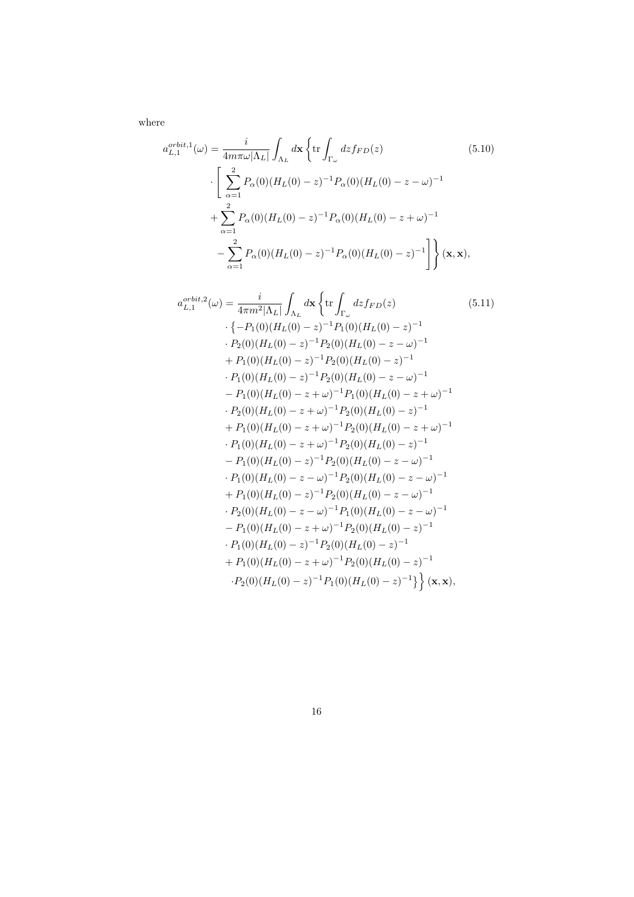where

$$
\begin{aligned}
a_{L,1}^{orbit,1}(\omega) &= \frac{i}{4m\pi\omega|\Lambda_L|} \int_{\Lambda_L} d\mathbf{x} \left\{ \mathrm{tr} \int_{\Gamma_\omega} dz f_{FD}(z) \right. \\
&\cdot \left[ \sum_{\alpha=1}^{2} P_\alpha(0)(H_L(0)-z)^{-1} P_\alpha(0)(H_L(0)-z-\omega)^{-1} \right. \\
&+ \sum_{\alpha=1}^{2} P_\alpha(0)(H_L(0)-z)^{-1} P_\alpha(0)(H_L(0)-z+\omega)^{-1} \\
&\left.\left. - \sum_{\alpha=1}^{2} P_\alpha(0)(H_L(0)-z)^{-1} P_\alpha(0)(H_L(0)-z)^{-1} \right] \right\} (\mathbf{x},\mathbf{x}),
\end{aligned}
\tag{5.10}
$$

$$
\begin{aligned}
a_{L,1}^{orbit,2}(\omega) &= \frac{i}{4\pi m^2|\Lambda_L|} \int_{\Lambda_L} d\mathbf{x} \left\{ \mathrm{tr} \int_{\Gamma_\omega} dz f_{FD}(z) \right. \\
&\cdot \left\{ -P_1(0)(H_L(0)-z)^{-1} P_1(0)(H_L(0)-z)^{-1} \right. \\
&\cdot P_2(0)(H_L(0)-z)^{-1} P_2(0)(H_L(0)-z-\omega)^{-1} \\
&+ P_1(0)(H_L(0)-z)^{-1} P_2(0)(H_L(0)-z)^{-1} \\
&\cdot P_1(0)(H_L(0)-z)^{-1} P_2(0)(H_L(0)-z-\omega)^{-1} \\
&- P_1(0)(H_L(0)-z+\omega)^{-1} P_1(0)(H_L(0)-z+\omega)^{-1} \\
&\cdot P_2(0)(H_L(0)-z+\omega)^{-1} P_2(0)(H_L(0)-z)^{-1} \\
&+ P_1(0)(H_L(0)-z+\omega)^{-1} P_2(0)(H_L(0)-z+\omega)^{-1} \\
&\cdot P_1(0)(H_L(0)-z+\omega)^{-1} P_2(0)(H_L(0)-z)^{-1} \\
&- P_1(0)(H_L(0)-z)^{-1} P_2(0)(H_L(0)-z-\omega)^{-1} \\
&\cdot P_1(0)(H_L(0)-z-\omega)^{-1} P_2(0)(H_L(0)-z-\omega)^{-1} \\
&+ P_1(0)(H_L(0)-z)^{-1} P_2(0)(H_L(0)-z-\omega)^{-1} \\
&\cdot P_2(0)(H_L(0)-z-\omega)^{-1} P_1(0)(H_L(0)-z-\omega)^{-1} \\
&- P_1(0)(H_L(0)-z+\omega)^{-1} P_2(0)(H_L(0)-z)^{-1} \\
&\cdot P_1(0)(H_L(0)-z)^{-1} P_2(0)(H_L(0)-z)^{-1} \\
&+ P_1(0)(H_L(0)-z+\omega)^{-1} P_2(0)(H_L(0)-z)^{-1} \\
&\left.\left. \cdot P_2(0)(H_L(0)-z)^{-1} P_1(0)(H_L(0)-z)^{-1} \right\} \right\} (\mathbf{x},\mathbf{x}),
\end{aligned}
\tag{5.11}
$$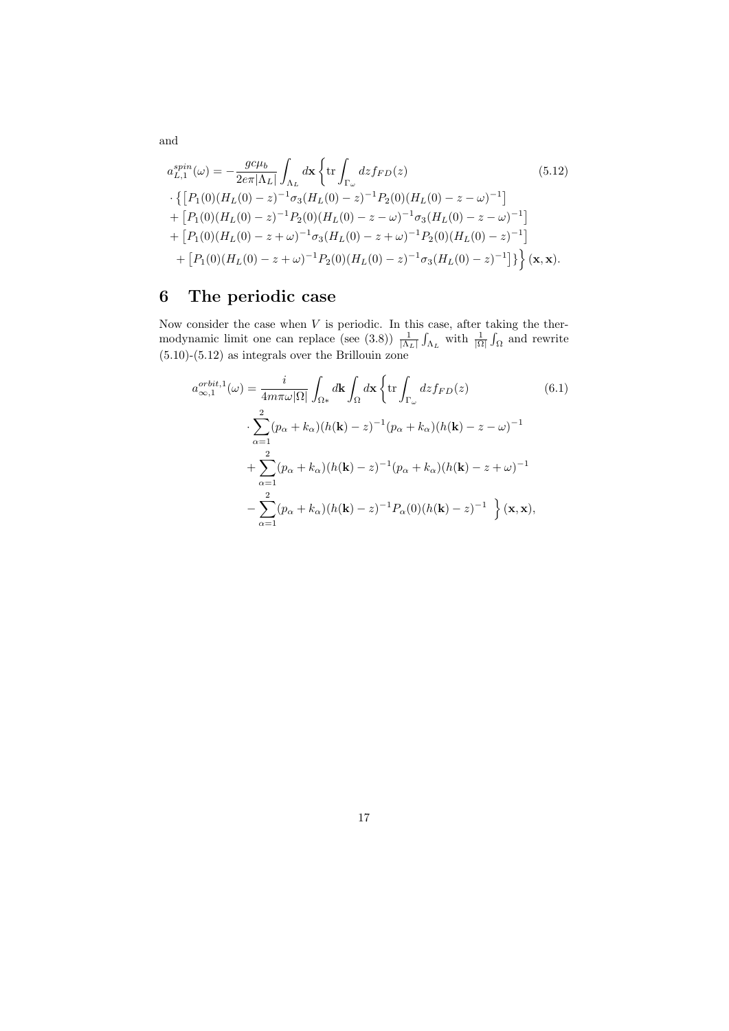and

$$
\begin{aligned}
a_{L,1}^{spin}(\omega) = & -\frac{gc\mu_b}{2e\pi|\Lambda_L|}\int_{\Lambda_L} d\mathbf{x}\left\{ \mathrm{tr}\int_{\Gamma_\omega} dz f_{FD}(z) \right. \\
& \cdot \left\{ \left[P_1(0)(H_L(0)-z)^{-1}\sigma_3(H_L(0)-z)^{-1}P_2(0)(H_L(0)-z-\omega)^{-1}\right] \right. \\
& + \left[P_1(0)(H_L(0)-z)^{-1}P_2(0)(H_L(0)-z-\omega)^{-1}\sigma_3(H_L(0)-z-\omega)^{-1}\right] \\
& + \left[P_1(0)(H_L(0)-z+\omega)^{-1}\sigma_3(H_L(0)-z+\omega)^{-1}P_2(0)(H_L(0)-z)^{-1}\right] \\
& \left.\left. + \left[P_1(0)(H_L(0)-z+\omega)^{-1}P_2(0)(H_L(0)-z)^{-1}\sigma_3(H_L(0)-z)^{-1}\right]\right\}\right\}(\mathbf{x},\mathbf{x}).
\end{aligned} \tag{5.12}
$$

# 6 The periodic case

Now consider the case when $V$ is periodic. In this case, after taking the thermodynamic limit one can replace (see (3.8)) $\frac{1}{|\Lambda_L|}\int_{\Lambda_L}$ with $\frac{1}{|\Omega|}\int_{\Omega}$ and rewrite (5.10)-(5.12) as integrals over the Brillouin zone

$$
\begin{aligned}
a_{\infty,1}^{orbit,1}(\omega) = & \frac{i}{4m\pi\omega|\Omega|}\int_{\Omega^*} d\mathbf{k}\int_{\Omega} d\mathbf{x}\left\{ \mathrm{tr}\int_{\Gamma_\omega} dz f_{FD}(z) \right. \\
& \cdot \sum_{\alpha=1}^{2}(p_\alpha+k_\alpha)(h(\mathbf{k})-z)^{-1}(p_\alpha+k_\alpha)(h(\mathbf{k})-z-\omega)^{-1} \\
& + \sum_{\alpha=1}^{2}(p_\alpha+k_\alpha)(h(\mathbf{k})-z)^{-1}(p_\alpha+k_\alpha)(h(\mathbf{k})-z+\omega)^{-1} \\
& \left. - \sum_{\alpha=1}^{2}(p_\alpha+k_\alpha)(h(\mathbf{k})-z)^{-1}P_\alpha(0)(h(\mathbf{k})-z)^{-1} \right\}(\mathbf{x},\mathbf{x}),
\end{aligned} \tag{6.1}
$$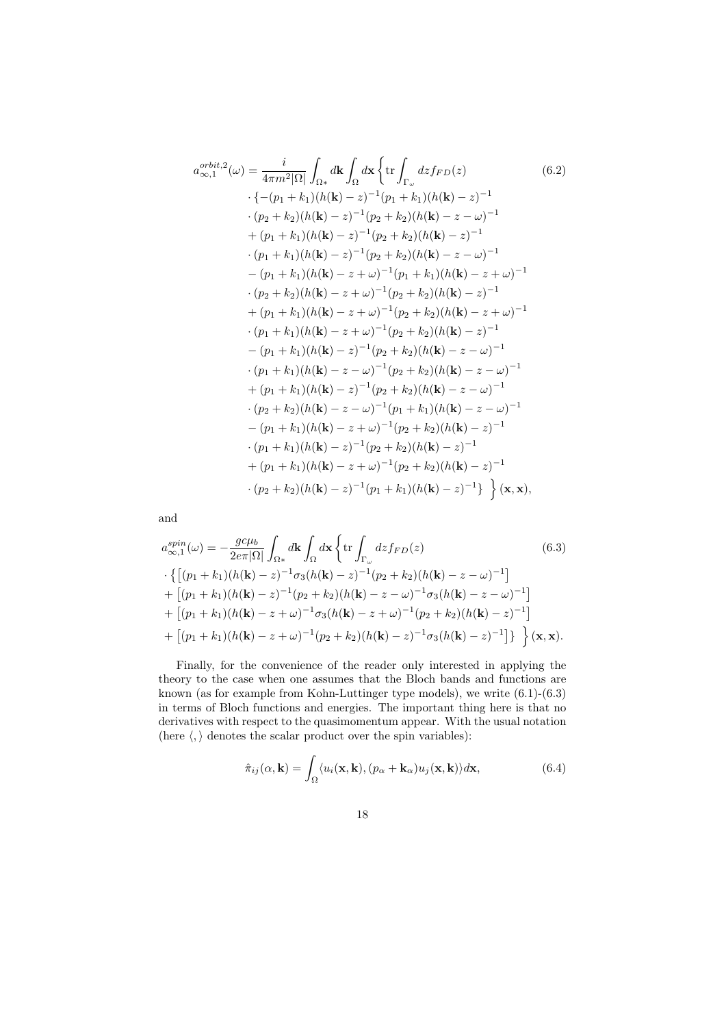$$
\begin{aligned}
a_{\infty,1}^{orbit,2}(\omega) = &\frac{i}{4\pi m^2|\Omega|} \int_{\Omega*} d\mathbf{k} \int_{\Omega} d\mathbf{x} \Big\{ \mathrm{tr} \int_{\Gamma_\omega} dz f_{FD}(z) \qquad (6.2)\\
&\cdot \{ -(p_1+k_1)(h(\mathbf{k})-z)^{-1}(p_1+k_1)(h(\mathbf{k})-z)^{-1} \\
&\cdot (p_2+k_2)(h(\mathbf{k})-z)^{-1}(p_2+k_2)(h(\mathbf{k})-z-\omega)^{-1} \\
&+ (p_1+k_1)(h(\mathbf{k})-z)^{-1}(p_2+k_2)(h(\mathbf{k})-z)^{-1} \\
&\cdot (p_1+k_1)(h(\mathbf{k})-z)^{-1}(p_2+k_2)(h(\mathbf{k})-z-\omega)^{-1} \\
&- (p_1+k_1)(h(\mathbf{k})-z+\omega)^{-1}(p_1+k_1)(h(\mathbf{k})-z+\omega)^{-1} \\
&\cdot (p_2+k_2)(h(\mathbf{k})-z+\omega)^{-1}(p_2+k_2)(h(\mathbf{k})-z)^{-1} \\
&+ (p_1+k_1)(h(\mathbf{k})-z+\omega)^{-1}(p_2+k_2)(h(\mathbf{k})-z+\omega)^{-1} \\
&\cdot (p_1+k_1)(h(\mathbf{k})-z+\omega)^{-1}(p_2+k_2)(h(\mathbf{k})-z)^{-1} \\
&- (p_1+k_1)(h(\mathbf{k})-z)^{-1}(p_2+k_2)(h(\mathbf{k})-z-\omega)^{-1} \\
&\cdot (p_1+k_1)(h(\mathbf{k})-z-\omega)^{-1}(p_2+k_2)(h(\mathbf{k})-z-\omega)^{-1} \\
&+ (p_1+k_1)(h(\mathbf{k})-z)^{-1}(p_2+k_2)(h(\mathbf{k})-z-\omega)^{-1} \\
&\cdot (p_2+k_2)(h(\mathbf{k})-z-\omega)^{-1}(p_1+k_1)(h(\mathbf{k})-z-\omega)^{-1} \\
&- (p_1+k_1)(h(\mathbf{k})-z+\omega)^{-1}(p_2+k_2)(h(\mathbf{k})-z)^{-1} \\
&\cdot (p_1+k_1)(h(\mathbf{k})-z)^{-1}(p_2+k_2)(h(\mathbf{k})-z)^{-1} \\
&+ (p_1+k_1)(h(\mathbf{k})-z+\omega)^{-1}(p_2+k_2)(h(\mathbf{k})-z)^{-1} \\
&\cdot (p_2+k_2)(h(\mathbf{k})-z)^{-1}(p_1+k_1)(h(\mathbf{k})-z)^{-1} \} \Big\} (\mathbf{x},\mathbf{x}),
\end{aligned}
$$

and

$$
\begin{aligned}
a_{\infty,1}^{spin}(\omega) = &-\frac{gc\mu_b}{2e\pi|\Omega|} \int_{\Omega*} d\mathbf{k} \int_{\Omega} d\mathbf{x} \Big\{ \mathrm{tr} \int_{\Gamma_\omega} dz f_{FD}(z) \qquad (6.3)\\
&\cdot \big\{ \big[(p_1+k_1)(h(\mathbf{k})-z)^{-1}\sigma_3(h(\mathbf{k})-z)^{-1}(p_2+k_2)(h(\mathbf{k})-z-\omega)^{-1}\big] \\
&+ \big[(p_1+k_1)(h(\mathbf{k})-z)^{-1}(p_2+k_2)(h(\mathbf{k})-z-\omega)^{-1}\sigma_3(h(\mathbf{k})-z-\omega)^{-1}\big] \\
&+ \big[(p_1+k_1)(h(\mathbf{k})-z+\omega)^{-1}\sigma_3(h(\mathbf{k})-z+\omega)^{-1}(p_2+k_2)(h(\mathbf{k})-z)^{-1}\big] \\
&+ \big[(p_1+k_1)(h(\mathbf{k})-z+\omega)^{-1}(p_2+k_2)(h(\mathbf{k})-z)^{-1}\sigma_3(h(\mathbf{k})-z)^{-1}\big] \big\} \Big\} (\mathbf{x},\mathbf{x}).
\end{aligned}
$$

Finally, for the convenience of the reader only interested in applying the theory to the case when one assumes that the Bloch bands and functions are known (as for example from Kohn-Luttinger type models), we write (6.1)-(6.3) in terms of Bloch functions and energies. The important thing here is that no derivatives with respect to the quasimomentum appear. With the usual notation (here $\langle , \rangle$ denotes the scalar product over the spin variables):

$$
\hat{\pi}_{ij}(\alpha,\mathbf{k}) = \int_{\Omega} \langle u_i(\mathbf{x},\mathbf{k}), (p_\alpha + \mathbf{k}_\alpha) u_j(\mathbf{x},\mathbf{k}) \rangle d\mathbf{x}, \qquad (6.4)
$$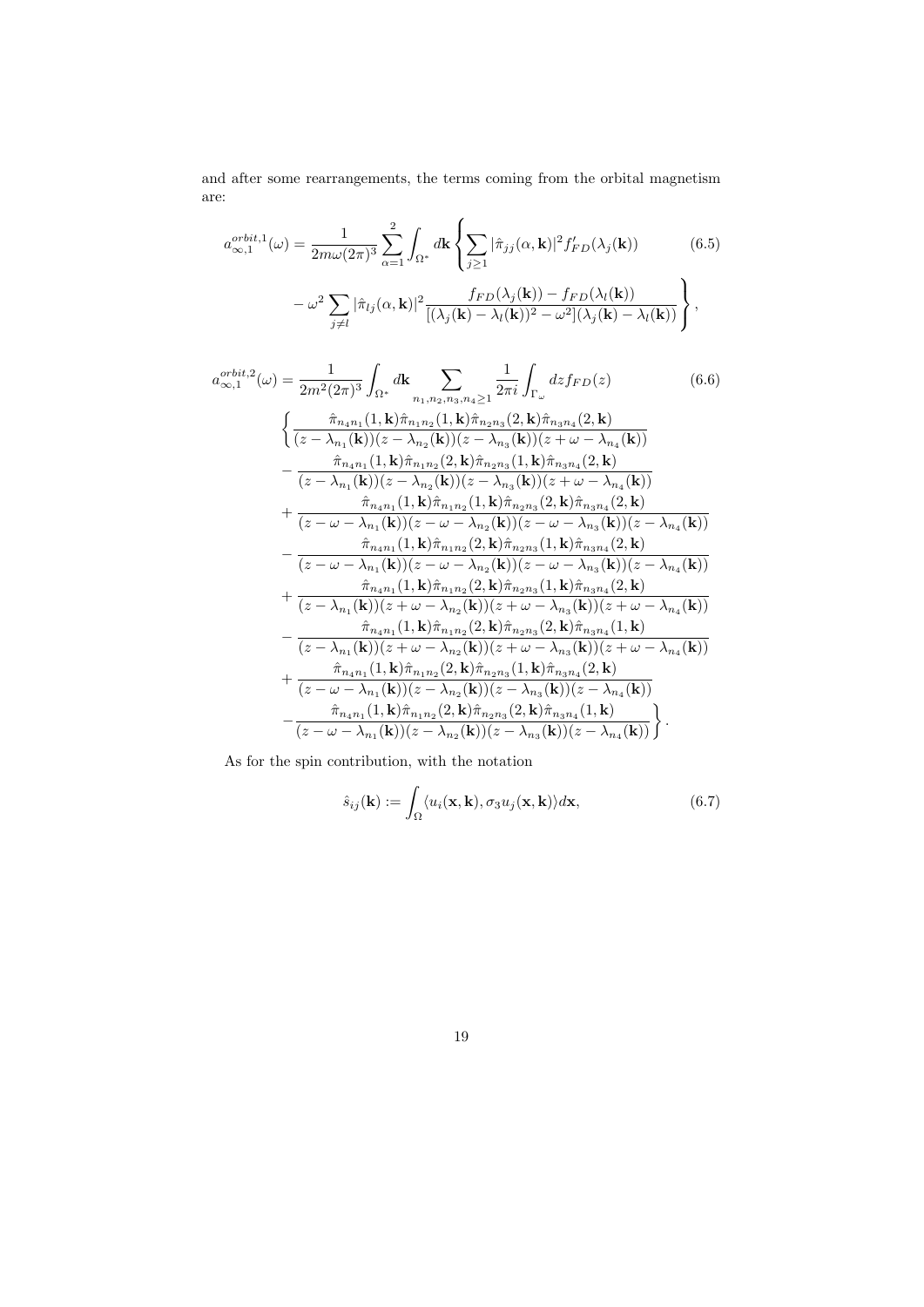and after some rearrangements, the terms coming from the orbital magnetism are:

$$a_{\infty,1}^{orbit,1}(\omega) = \frac{1}{2m\omega(2\pi)^3} \sum_{\alpha=1}^{2} \int_{\Omega^*} d\mathbf{k} \left\{ \sum_{j\geq 1} |\hat{\pi}_{jj}(\alpha,\mathbf{k})|^2 f'_{FD}(\lambda_j(\mathbf{k})) \right. \tag{6.5}$$

$$\left. - \omega^2 \sum_{j\neq l} |\hat{\pi}_{lj}(\alpha,\mathbf{k})|^2 \frac{f_{FD}(\lambda_j(\mathbf{k})) - f_{FD}(\lambda_l(\mathbf{k}))}{[(\lambda_j(\mathbf{k}) - \lambda_l(\mathbf{k}))^2 - \omega^2](\lambda_j(\mathbf{k}) - \lambda_l(\mathbf{k}))} \right\},$$

$$a_{\infty,1}^{orbit,2}(\omega) = \frac{1}{2m^2(2\pi)^3} \int_{\Omega^*} d\mathbf{k} \sum_{n_1,n_2,n_3,n_4\geq 1} \frac{1}{2\pi i} \int_{\Gamma_\omega} dz f_{FD}(z) \tag{6.6}$$

$$\left\{ \frac{\hat{\pi}_{n_4n_1}(1,\mathbf{k})\hat{\pi}_{n_1n_2}(1,\mathbf{k})\hat{\pi}_{n_2n_3}(2,\mathbf{k})\hat{\pi}_{n_3n_4}(2,\mathbf{k})}{(z-\lambda_{n_1}(\mathbf{k}))(z-\lambda_{n_2}(\mathbf{k}))(z-\lambda_{n_3}(\mathbf{k}))(z+\omega-\lambda_{n_4}(\mathbf{k}))} \right.$$

$$- \frac{\hat{\pi}_{n_4n_1}(1,\mathbf{k})\hat{\pi}_{n_1n_2}(2,\mathbf{k})\hat{\pi}_{n_2n_3}(1,\mathbf{k})\hat{\pi}_{n_3n_4}(2,\mathbf{k})}{(z-\lambda_{n_1}(\mathbf{k}))(z-\lambda_{n_2}(\mathbf{k}))(z-\lambda_{n_3}(\mathbf{k}))(z+\omega-\lambda_{n_4}(\mathbf{k}))}$$

$$+ \frac{\hat{\pi}_{n_4n_1}(1,\mathbf{k})\hat{\pi}_{n_1n_2}(1,\mathbf{k})\hat{\pi}_{n_2n_3}(2,\mathbf{k})\hat{\pi}_{n_3n_4}(2,\mathbf{k})}{(z-\omega-\lambda_{n_1}(\mathbf{k}))(z-\omega-\lambda_{n_2}(\mathbf{k}))(z-\omega-\lambda_{n_3}(\mathbf{k}))(z-\lambda_{n_4}(\mathbf{k}))}$$

$$- \frac{\hat{\pi}_{n_4n_1}(1,\mathbf{k})\hat{\pi}_{n_1n_2}(2,\mathbf{k})\hat{\pi}_{n_2n_3}(1,\mathbf{k})\hat{\pi}_{n_3n_4}(2,\mathbf{k})}{(z-\omega-\lambda_{n_1}(\mathbf{k}))(z-\omega-\lambda_{n_2}(\mathbf{k}))(z-\omega-\lambda_{n_3}(\mathbf{k}))(z-\lambda_{n_4}(\mathbf{k}))}$$

$$+ \frac{\hat{\pi}_{n_4n_1}(1,\mathbf{k})\hat{\pi}_{n_1n_2}(2,\mathbf{k})\hat{\pi}_{n_2n_3}(1,\mathbf{k})\hat{\pi}_{n_3n_4}(2,\mathbf{k})}{(z-\lambda_{n_1}(\mathbf{k}))(z+\omega-\lambda_{n_2}(\mathbf{k}))(z+\omega-\lambda_{n_3}(\mathbf{k}))(z+\omega-\lambda_{n_4}(\mathbf{k}))}$$

$$- \frac{\hat{\pi}_{n_4n_1}(1,\mathbf{k})\hat{\pi}_{n_1n_2}(2,\mathbf{k})\hat{\pi}_{n_2n_3}(2,\mathbf{k})\hat{\pi}_{n_3n_4}(1,\mathbf{k})}{(z-\lambda_{n_1}(\mathbf{k}))(z+\omega-\lambda_{n_2}(\mathbf{k}))(z+\omega-\lambda_{n_3}(\mathbf{k}))(z+\omega-\lambda_{n_4}(\mathbf{k}))}$$

$$+ \frac{\hat{\pi}_{n_4n_1}(1,\mathbf{k})\hat{\pi}_{n_1n_2}(2,\mathbf{k})\hat{\pi}_{n_2n_3}(1,\mathbf{k})\hat{\pi}_{n_3n_4}(2,\mathbf{k})}{(z-\omega-\lambda_{n_1}(\mathbf{k}))(z-\lambda_{n_2}(\mathbf{k}))(z-\lambda_{n_3}(\mathbf{k}))(z-\lambda_{n_4}(\mathbf{k}))}$$

$$\left. - \frac{\hat{\pi}_{n_4n_1}(1,\mathbf{k})\hat{\pi}_{n_1n_2}(2,\mathbf{k})\hat{\pi}_{n_2n_3}(2,\mathbf{k})\hat{\pi}_{n_3n_4}(1,\mathbf{k})}{(z-\omega-\lambda_{n_1}(\mathbf{k}))(z-\lambda_{n_2}(\mathbf{k}))(z-\lambda_{n_3}(\mathbf{k}))(z-\lambda_{n_4}(\mathbf{k}))} \right\}.$$

As for the spin contribution, with the notation

$$\hat{s}_{ij}(\mathbf{k}) := \int_\Omega \langle u_i(\mathbf{x},\mathbf{k}), \sigma_3 u_j(\mathbf{x},\mathbf{k})\rangle d\mathbf{x}, \tag{6.7}$$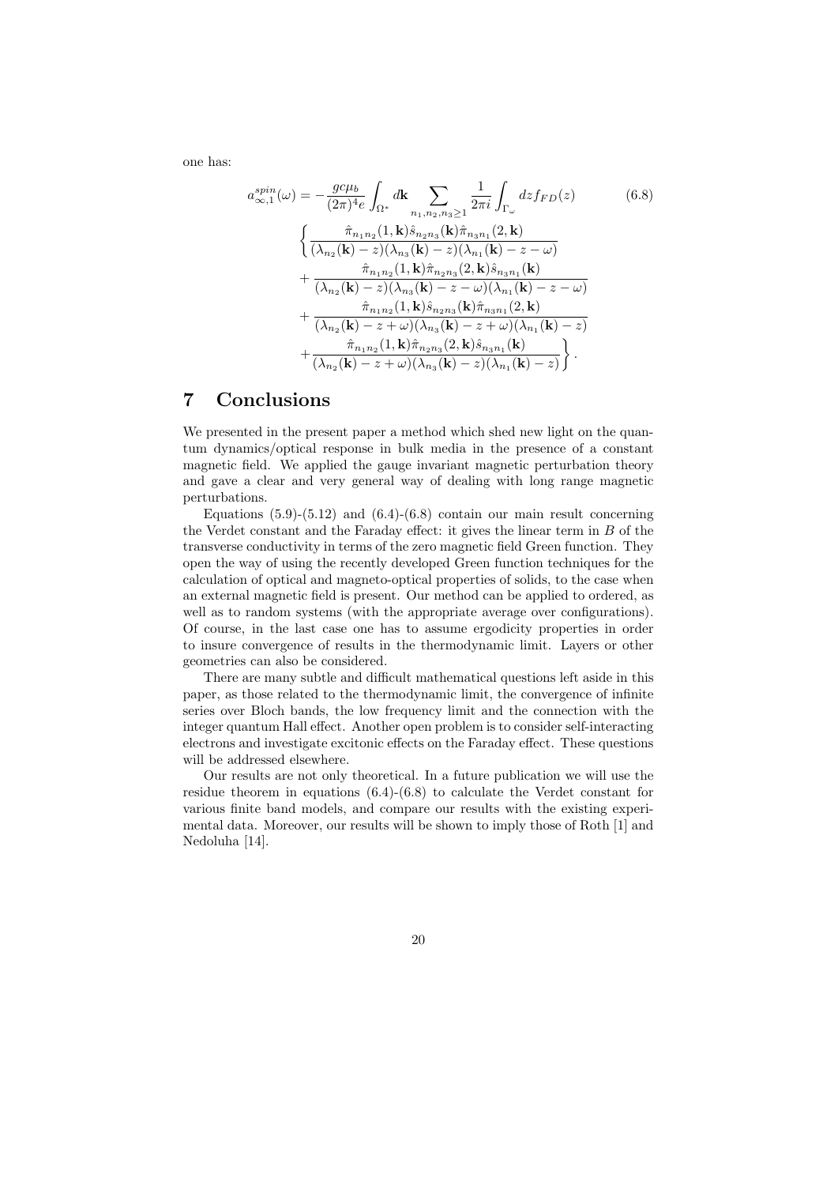one has:

$$
\begin{aligned}
a_{\infty,1}^{spin}(\omega) = & -\frac{gc\mu_b}{(2\pi)^4 e} \int_{\Omega^*} d\mathbf{k} \sum_{n_1,n_2,n_3 \geq 1} \frac{1}{2\pi i} \int_{\Gamma_\omega} dz f_{FD}(z) \\
& \left\{ \frac{\hat{\pi}_{n_1 n_2}(1,\mathbf{k}) \hat{s}_{n_2 n_3}(\mathbf{k}) \hat{\pi}_{n_3 n_1}(2,\mathbf{k})}{(\lambda_{n_2}(\mathbf{k}) - z)(\lambda_{n_3}(\mathbf{k}) - z)(\lambda_{n_1}(\mathbf{k}) - z - \omega)} \right. \\
& + \frac{\hat{\pi}_{n_1 n_2}(1,\mathbf{k}) \hat{\pi}_{n_2 n_3}(2,\mathbf{k}) \hat{s}_{n_3 n_1}(\mathbf{k})}{(\lambda_{n_2}(\mathbf{k}) - z)(\lambda_{n_3}(\mathbf{k}) - z - \omega)(\lambda_{n_1}(\mathbf{k}) - z - \omega)} \\
& + \frac{\hat{\pi}_{n_1 n_2}(1,\mathbf{k}) \hat{s}_{n_2 n_3}(\mathbf{k}) \hat{\pi}_{n_3 n_1}(2,\mathbf{k})}{(\lambda_{n_2}(\mathbf{k}) - z + \omega)(\lambda_{n_3}(\mathbf{k}) - z + \omega)(\lambda_{n_1}(\mathbf{k}) - z)} \\
& \left. + \frac{\hat{\pi}_{n_1 n_2}(1,\mathbf{k}) \hat{\pi}_{n_2 n_3}(2,\mathbf{k}) \hat{s}_{n_3 n_1}(\mathbf{k})}{(\lambda_{n_2}(\mathbf{k}) - z + \omega)(\lambda_{n_3}(\mathbf{k}) - z)(\lambda_{n_1}(\mathbf{k}) - z)} \right\}.
\end{aligned}
\tag{6.8}
$$

# 7 Conclusions

We presented in the present paper a method which shed new light on the quantum dynamics/optical response in bulk media in the presence of a constant magnetic field. We applied the gauge invariant magnetic perturbation theory and gave a clear and very general way of dealing with long range magnetic perturbations.

Equations (5.9)-(5.12) and (6.4)-(6.8) contain our main result concerning the Verdet constant and the Faraday effect: it gives the linear term in $B$ of the transverse conductivity in terms of the zero magnetic field Green function. They open the way of using the recently developed Green function techniques for the calculation of optical and magneto-optical properties of solids, to the case when an external magnetic field is present. Our method can be applied to ordered, as well as to random systems (with the appropriate average over configurations). Of course, in the last case one has to assume ergodicity properties in order to insure convergence of results in the thermodynamic limit. Layers or other geometries can also be considered.

There are many subtle and difficult mathematical questions left aside in this paper, as those related to the thermodynamic limit, the convergence of infinite series over Bloch bands, the low frequency limit and the connection with the integer quantum Hall effect. Another open problem is to consider self-interacting electrons and investigate excitonic effects on the Faraday effect. These questions will be addressed elsewhere.

Our results are not only theoretical. In a future publication we will use the residue theorem in equations (6.4)-(6.8) to calculate the Verdet constant for various finite band models, and compare our results with the existing experimental data. Moreover, our results will be shown to imply those of Roth [1] and Nedoluha [14].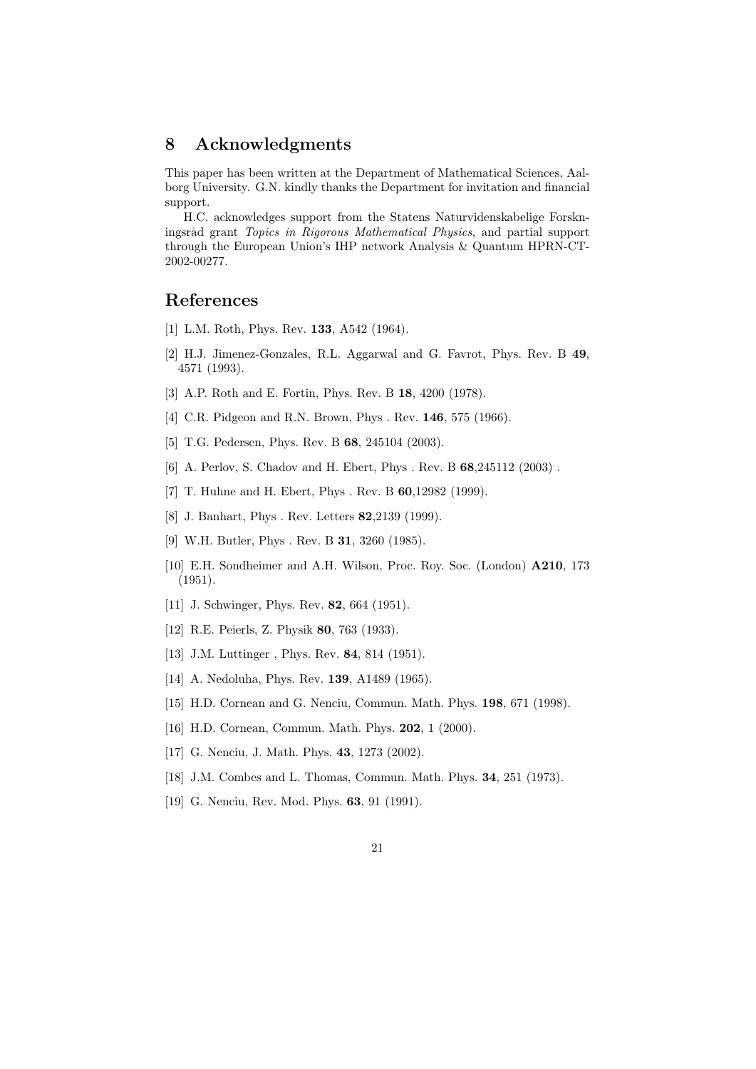## 8 Acknowledgments

This paper has been written at the Department of Mathematical Sciences, Aalborg University. G.N. kindly thanks the Department for invitation and financial support.

H.C. acknowledges support from the Statens Naturvidenskabelige Forskningsråd grant *Topics in Rigorous Mathematical Physics*, and partial support through the European Union's IHP network Analysis & Quantum HPRN-CT-2002-00277.

## References

[1] L.M. Roth, Phys. Rev. **133**, A542 (1964).

[2] H.J. Jimenez-Gonzales, R.L. Aggarwal and G. Favrot, Phys. Rev. B **49**, 4571 (1993).

[3] A.P. Roth and E. Fortin, Phys. Rev. B **18**, 4200 (1978).

[4] C.R. Pidgeon and R.N. Brown, Phys . Rev. **146**, 575 (1966).

[5] T.G. Pedersen, Phys. Rev. B **68**, 245104 (2003).

[6] A. Perlov, S. Chadov and H. Ebert, Phys . Rev. B **68**,245112 (2003) .

[7] T. Huhne and H. Ebert, Phys . Rev. B **60**,12982 (1999).

[8] J. Banhart, Phys . Rev. Letters **82**,2139 (1999).

[9] W.H. Butler, Phys . Rev. B **31**, 3260 (1985).

[10] E.H. Sondheimer and A.H. Wilson, Proc. Roy. Soc. (London) **A210**, 173 (1951).

[11] J. Schwinger, Phys. Rev. **82**, 664 (1951).

[12] R.E. Peierls, Z. Physik **80**, 763 (1933).

[13] J.M. Luttinger , Phys. Rev. **84**, 814 (1951).

[14] A. Nedoluha, Phys. Rev. **139**, A1489 (1965).

[15] H.D. Cornean and G. Nenciu, Commun. Math. Phys. **198**, 671 (1998).

[16] H.D. Cornean, Commun. Math. Phys. **202**, 1 (2000).

[17] G. Nenciu, J. Math. Phys. **43**, 1273 (2002).

[18] J.M. Combes and L. Thomas, Commun. Math. Phys. **34**, 251 (1973).

[19] G. Nenciu, Rev. Mod. Phys. **63**, 91 (1991).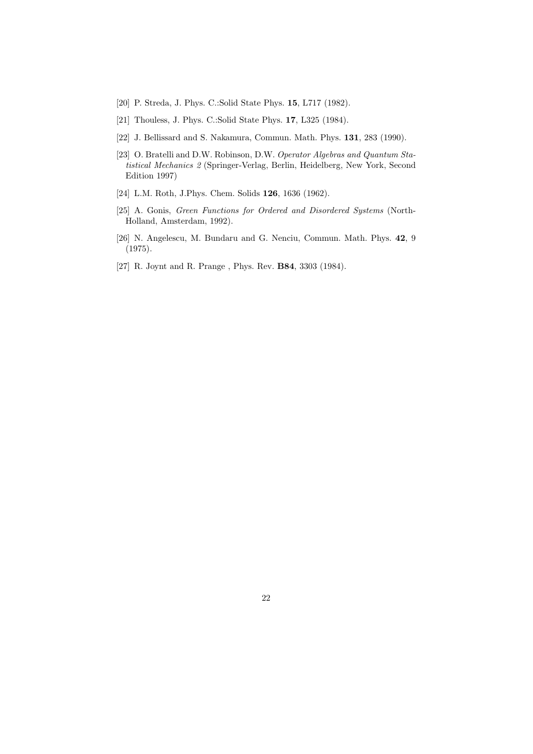[20] P. Streda, J. Phys. C.:Solid State Phys. **15**, L717 (1982).

[21] Thouless, J. Phys. C.:Solid State Phys. **17**, L325 (1984).

[22] J. Bellissard and S. Nakamura, Commun. Math. Phys. **131**, 283 (1990).

[23] O. Bratelli and D.W. Robinson, D.W. *Operator Algebras and Quantum Statistical Mechanics 2* (Springer-Verlag, Berlin, Heidelberg, New York, Second Edition 1997)

[24] L.M. Roth, J.Phys. Chem. Solids **126**, 1636 (1962).

[25] A. Gonis, *Green Functions for Ordered and Disordered Systems* (North-Holland, Amsterdam, 1992).

[26] N. Angelescu, M. Bundaru and G. Nenciu, Commun. Math. Phys. **42**, 9 (1975).

[27] R. Joynt and R. Prange , Phys. Rev. **B84**, 3303 (1984).